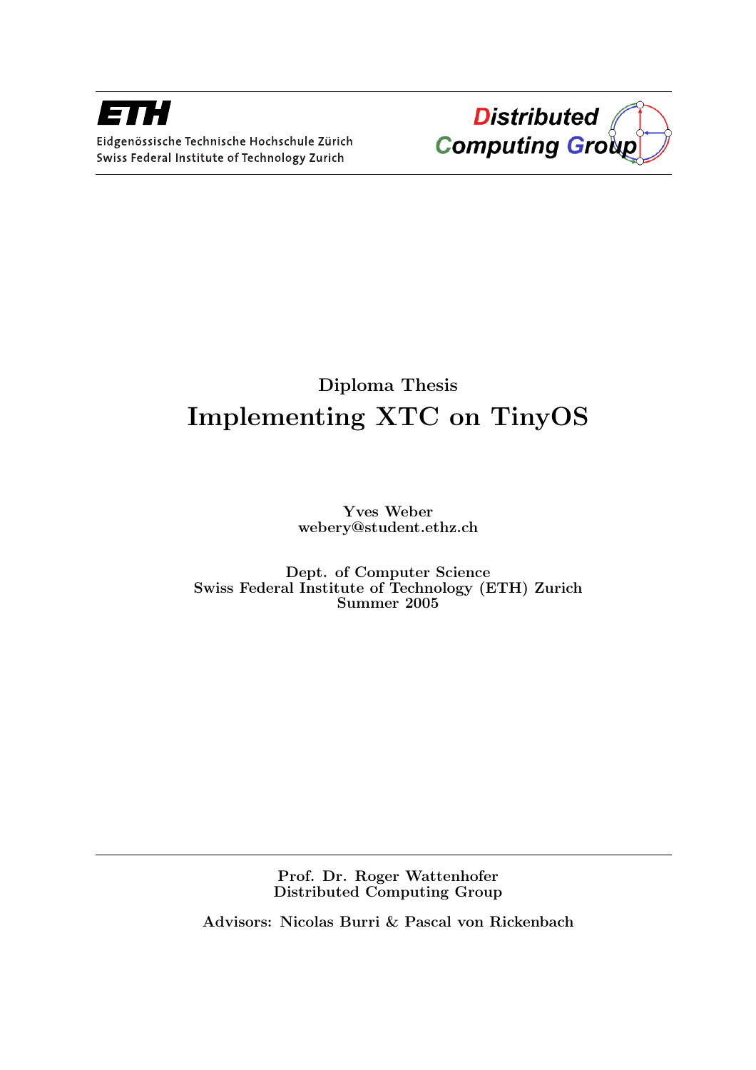**ETH**

Eidgenössische Technische Hochschule Zürich
Swiss Federal Institute of Technology Zurich

**Distributed Computing Group**

Diploma Thesis

# Implementing XTC on TinyOS

Yves Weber
webery@student.ethz.ch

Dept. of Computer Science
Swiss Federal Institute of Technology (ETH) Zurich
Summer 2005

Prof. Dr. Roger Wattenhofer
Distributed Computing Group

Advisors: Nicolas Burri & Pascal von Rickenbach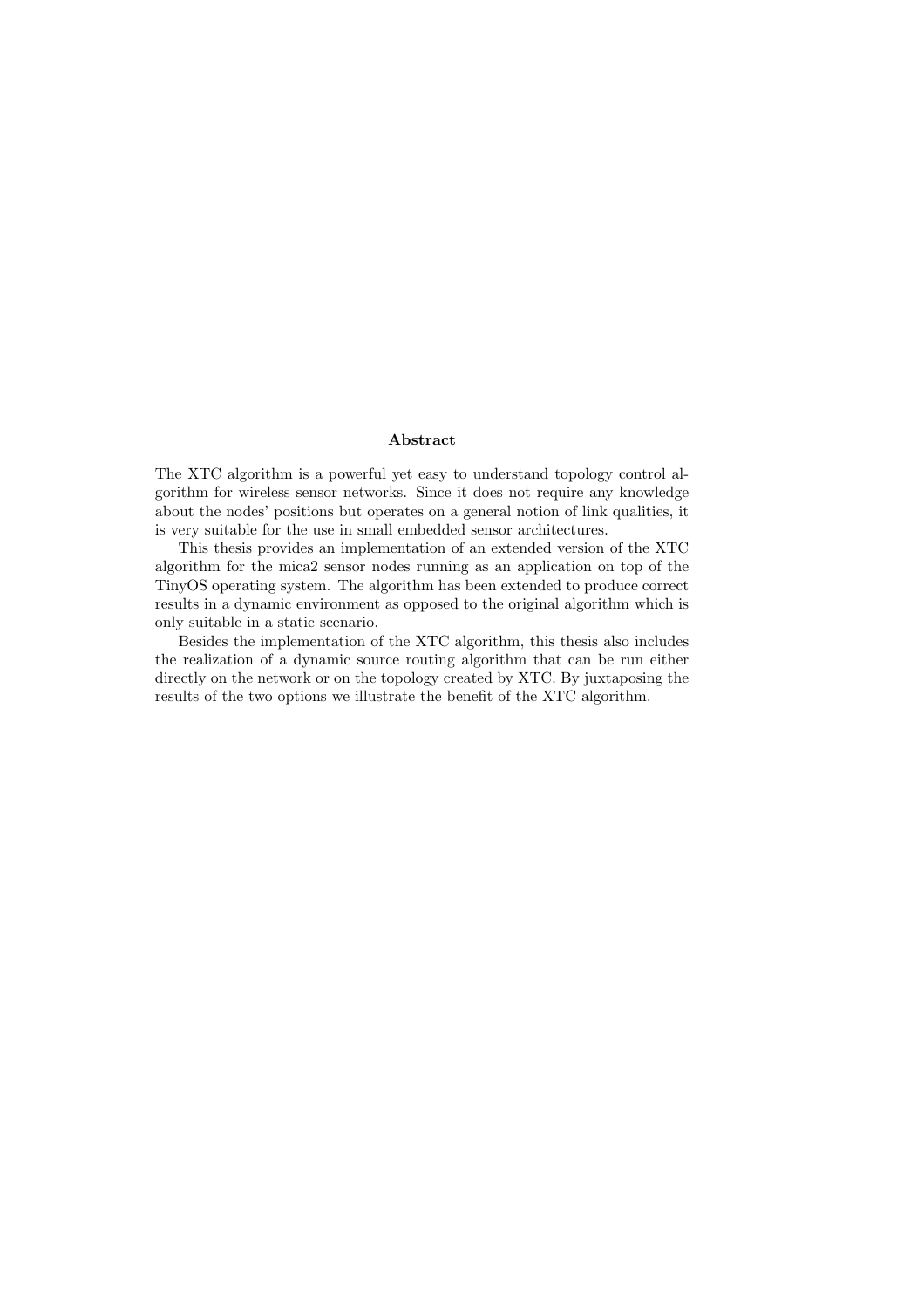## Abstract

The XTC algorithm is a powerful yet easy to understand topology control algorithm for wireless sensor networks. Since it does not require any knowledge about the nodes' positions but operates on a general notion of link qualities, it is very suitable for the use in small embedded sensor architectures.

This thesis provides an implementation of an extended version of the XTC algorithm for the mica2 sensor nodes running as an application on top of the TinyOS operating system. The algorithm has been extended to produce correct results in a dynamic environment as opposed to the original algorithm which is only suitable in a static scenario.

Besides the implementation of the XTC algorithm, this thesis also includes the realization of a dynamic source routing algorithm that can be run either directly on the network or on the topology created by XTC. By juxtaposing the results of the two options we illustrate the benefit of the XTC algorithm.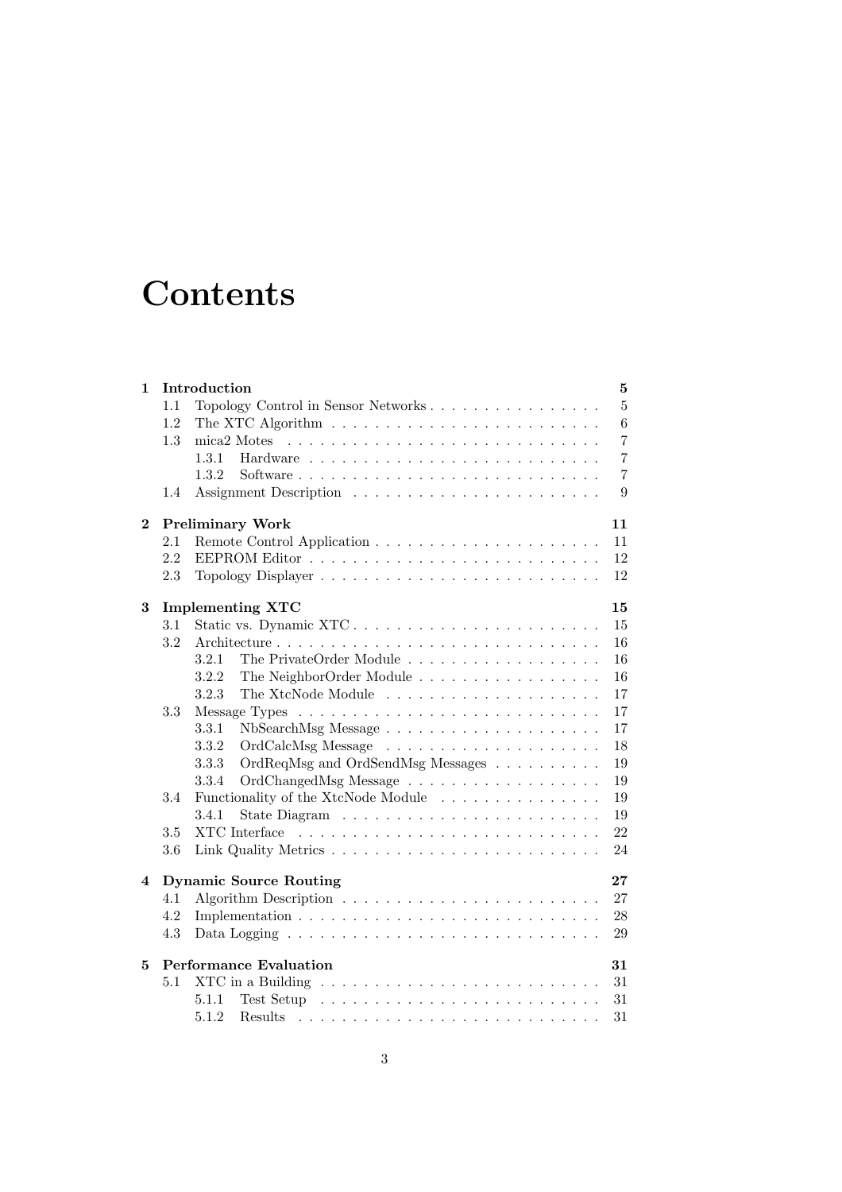# Contents

**1 Introduction** **5**

- 1.1 Topology Control in Sensor Networks . . . . . . . . . . . . . . . . 5
- 1.2 The XTC Algorithm . . . . . . . . . . . . . . . . . . . . . . . . . 6
- 1.3 mica2 Motes . . . . . . . . . . . . . . . . . . . . . . . . . . . . . 7
  - 1.3.1 Hardware . . . . . . . . . . . . . . . . . . . . . . . . . . . 7
  - 1.3.2 Software . . . . . . . . . . . . . . . . . . . . . . . . . . . . 7
- 1.4 Assignment Description . . . . . . . . . . . . . . . . . . . . . . . 9

**2 Preliminary Work** **11**

- 2.1 Remote Control Application . . . . . . . . . . . . . . . . . . . . . 11
- 2.2 EEPROM Editor . . . . . . . . . . . . . . . . . . . . . . . . . . . 12
- 2.3 Topology Displayer . . . . . . . . . . . . . . . . . . . . . . . . . . 12

**3 Implementing XTC** **15**

- 3.1 Static vs. Dynamic XTC . . . . . . . . . . . . . . . . . . . . . . . 15
- 3.2 Architecture . . . . . . . . . . . . . . . . . . . . . . . . . . . . . . 16
  - 3.2.1 The PrivateOrder Module . . . . . . . . . . . . . . . . . . 16
  - 3.2.2 The NeighborOrder Module . . . . . . . . . . . . . . . . . 16
  - 3.2.3 The XtcNode Module . . . . . . . . . . . . . . . . . . . . 17
- 3.3 Message Types . . . . . . . . . . . . . . . . . . . . . . . . . . . . 17
  - 3.3.1 NbSearchMsg Message . . . . . . . . . . . . . . . . . . . . 17
  - 3.3.2 OrdCalcMsg Message . . . . . . . . . . . . . . . . . . . . 18
  - 3.3.3 OrdReqMsg and OrdSendMsg Messages . . . . . . . . . . 19
  - 3.3.4 OrdChangedMsg Message . . . . . . . . . . . . . . . . . . 19
- 3.4 Functionality of the XtcNode Module . . . . . . . . . . . . . . . 19
  - 3.4.1 State Diagram . . . . . . . . . . . . . . . . . . . . . . . . 19
- 3.5 XTC Interface . . . . . . . . . . . . . . . . . . . . . . . . . . . . 22
- 3.6 Link Quality Metrics . . . . . . . . . . . . . . . . . . . . . . . . . 24

**4 Dynamic Source Routing** **27**

- 4.1 Algorithm Description . . . . . . . . . . . . . . . . . . . . . . . . 27
- 4.2 Implementation . . . . . . . . . . . . . . . . . . . . . . . . . . . . 28
- 4.3 Data Logging . . . . . . . . . . . . . . . . . . . . . . . . . . . . . 29

**5 Performance Evaluation** **31**

- 5.1 XTC in a Building . . . . . . . . . . . . . . . . . . . . . . . . . . 31
  - 5.1.1 Test Setup . . . . . . . . . . . . . . . . . . . . . . . . . . 31
  - 5.1.2 Results . . . . . . . . . . . . . . . . . . . . . . . . . . . . 31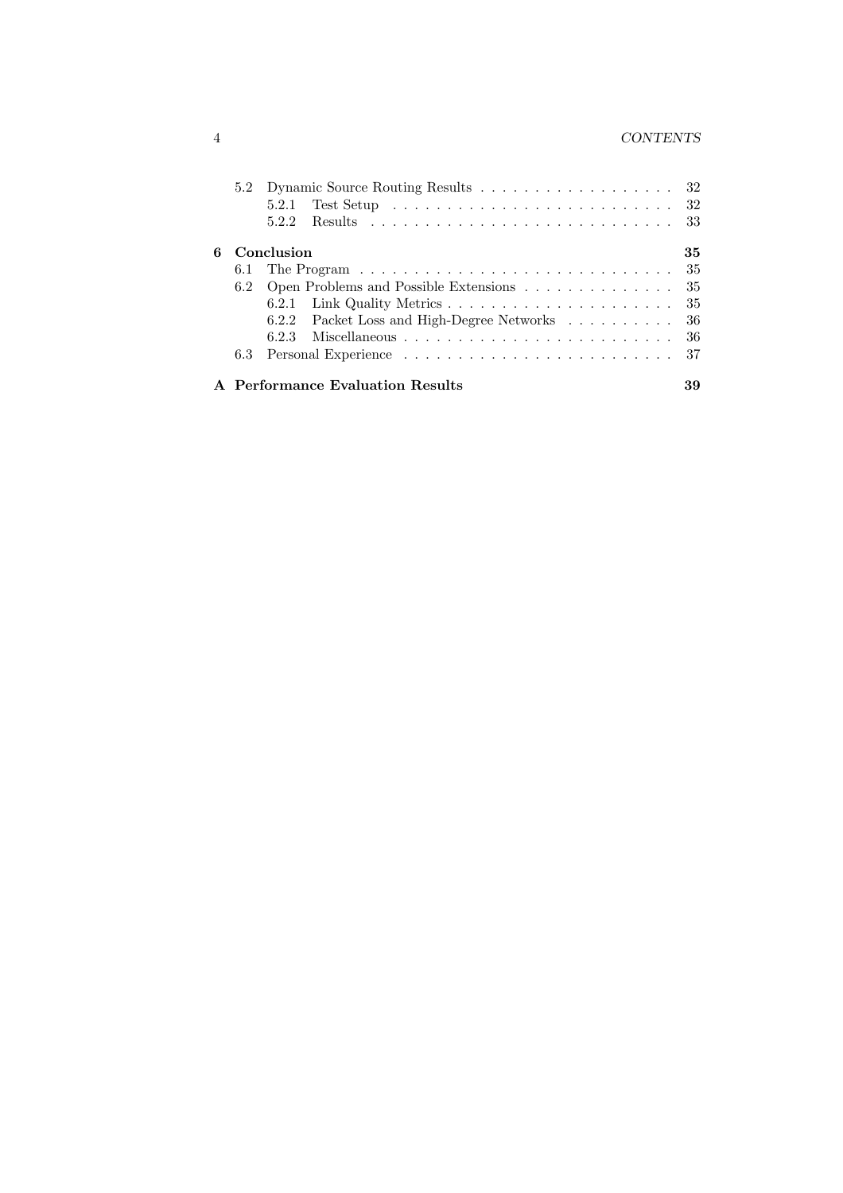- 5.2 Dynamic Source Routing Results . . . . . . . . . . . . . . . . . . . 32
  - 5.2.1 Test Setup . . . . . . . . . . . . . . . . . . . . . . . . . . 32
  - 5.2.2 Results . . . . . . . . . . . . . . . . . . . . . . . . . . . . 33

**6 Conclusion** **35**

- 6.1 The Program . . . . . . . . . . . . . . . . . . . . . . . . . . . . . 35
- 6.2 Open Problems and Possible Extensions . . . . . . . . . . . . . . 35
  - 6.2.1 Link Quality Metrics . . . . . . . . . . . . . . . . . . . . . 35
  - 6.2.2 Packet Loss and High-Degree Networks . . . . . . . . . . 36
  - 6.2.3 Miscellaneous . . . . . . . . . . . . . . . . . . . . . . . . . 36
- 6.3 Personal Experience . . . . . . . . . . . . . . . . . . . . . . . . . 37

**A Performance Evaluation Results** **39**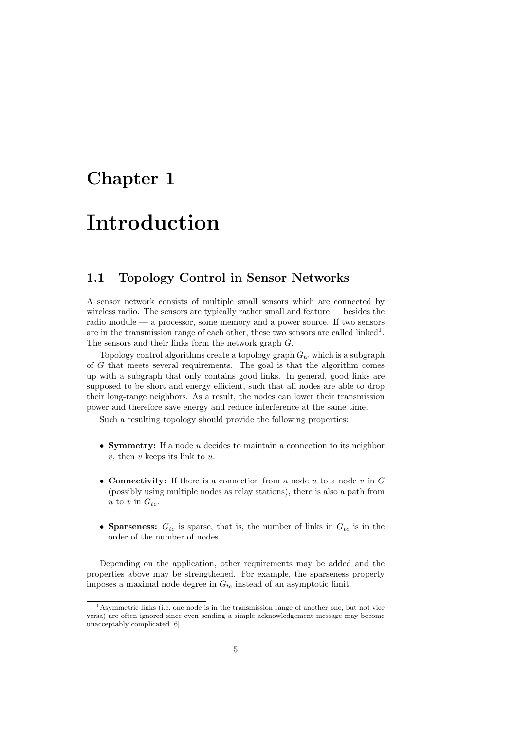# Chapter 1

# Introduction

## 1.1 Topology Control in Sensor Networks

A sensor network consists of multiple small sensors which are connected by wireless radio. The sensors are typically rather small and feature — besides the radio module — a processor, some memory and a power source. If two sensors are in the transmission range of each other, these two sensors are called linked[1]. The sensors and their links form the network graph $G$.

Topology control algorithms create a topology graph $G_{tc}$ which is a subgraph of $G$ that meets several requirements. The goal is that the algorithm comes up with a subgraph that only contains good links. In general, good links are supposed to be short and energy efficient, such that all nodes are able to drop their long-range neighbors. As a result, the nodes can lower their transmission power and therefore save energy and reduce interference at the same time.

Such a resulting topology should provide the following properties:

- **Symmetry:** If a node $u$ decides to maintain a connection to its neighbor $v$, then $v$ keeps its link to $u$.
- **Connectivity:** If there is a connection from a node $u$ to a node $v$ in $G$ (possibly using multiple nodes as relay stations), there is also a path from $u$ to $v$ in $G_{tc}$.
- **Sparseness:** $G_{tc}$ is sparse, that is, the number of links in $G_{tc}$ is in the order of the number of nodes.

Depending on the application, other requirements may be added and the properties above may be strengthened. For example, the sparseness property imposes a maximal node degree in $G_{tc}$ instead of an asymptotic limit.

[1] Asymmetric links (i.e. one node is in the transmission range of another one, but not vice versa) are often ignored since even sending a simple acknowledgement message may become unacceptably complicated [6]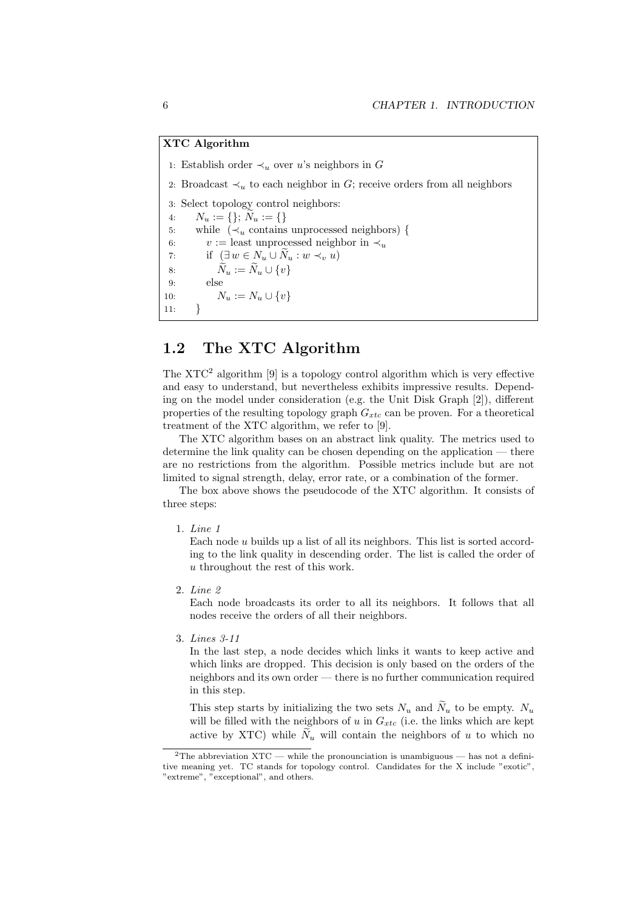**XTC Algorithm**

```
1:  Establish order ≺_u over u's neighbors in G
2:  Broadcast ≺_u to each neighbor in G; receive orders from all neighbors
3:  Select topology control neighbors:
4:      N_u := {}; Ñ_u := {}
5:      while (≺_u contains unprocessed neighbors) {
6:          v := least unprocessed neighbor in ≺_u
7:          if (∃ w ∈ N_u ∪ Ñ_u : w ≺_v u)
8:              Ñ_u := Ñ_u ∪ {v}
9:          else
10:             N_u := N_u ∪ {v}
11:     }
```

## 1.2 The XTC Algorithm

The XTC[2] algorithm [9] is a topology control algorithm which is very effective and easy to understand, but nevertheless exhibits impressive results. Depending on the model under consideration (e.g. the Unit Disk Graph [2]), different properties of the resulting topology graph $G_{xtc}$ can be proven. For a theoretical treatment of the XTC algorithm, we refer to [9].

The XTC algorithm bases on an abstract link quality. The metrics used to determine the link quality can be chosen depending on the application — there are no restrictions from the algorithm. Possible metrics include but are not limited to signal strength, delay, error rate, or a combination of the former.

The box above shows the pseudocode of the XTC algorithm. It consists of three steps:

1. *Line 1*

   Each node $u$ builds up a list of all its neighbors. This list is sorted according to the link quality in descending order. The list is called the order of $u$ throughout the rest of this work.

2. *Line 2*

   Each node broadcasts its order to all its neighbors. It follows that all nodes receive the orders of all their neighbors.

3. *Lines 3-11*

   In the last step, a node decides which links it wants to keep active and which links are dropped. This decision is only based on the orders of the neighbors and its own order — there is no further communication required in this step.

   This step starts by initializing the two sets $N_u$ and $\widetilde{N}_u$ to be empty. $N_u$ will be filled with the neighbors of $u$ in $G_{xtc}$ (i.e. the links which are kept active by XTC) while $\widetilde{N}_u$ will contain the neighbors of $u$ to which no

[2]The abbreviation XTC — while the pronounciation is unambiguous — has not a definitive meaning yet. TC stands for topology control. Candidates for the X include "exotic", "extreme", "exceptional", and others.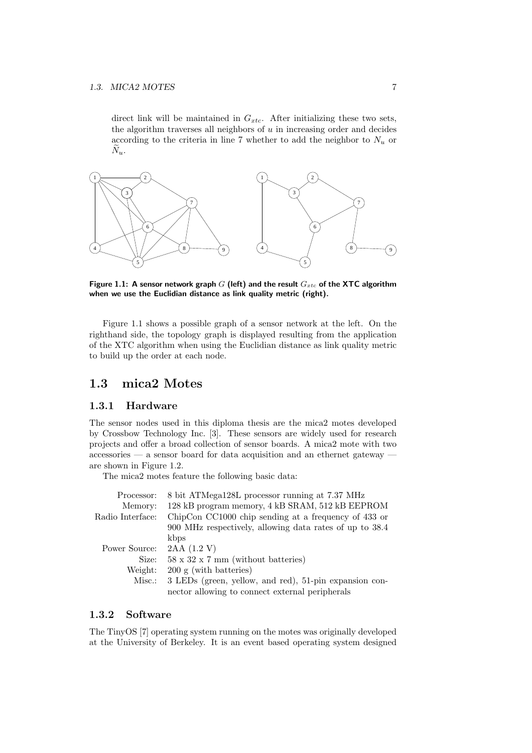direct link will be maintained in $G_{xtc}$. After initializing these two sets, the algorithm traverses all neighbors of $u$ in increasing order and decides according to the criteria in line 7 whether to add the neighbor to $N_u$ or $\widetilde{N}_u$.

**Figure 1.1: A sensor network graph $G$ (left) and the result $G_{xtc}$ of the XTC algorithm when we use the Euclidian distance as link quality metric (right).**

Figure 1.1 shows a possible graph of a sensor network at the left. On the righthand side, the topology graph is displayed resulting from the application of the XTC algorithm when using the Euclidian distance as link quality metric to build up the order at each node.

## 1.3 mica2 Motes

### 1.3.1 Hardware

The sensor nodes used in this diploma thesis are the mica2 motes developed by Crossbow Technology Inc. [3]. These sensors are widely used for research projects and offer a broad collection of sensor boards. A mica2 mote with two accessories — a sensor board for data acquisition and an ethernet gateway — are shown in Figure 1.2.

The mica2 motes feature the following basic data:

| | |
|---|---|
| Processor: | 8 bit ATMega128L processor running at 7.37 MHz |
| Memory: | 128 kB program memory, 4 kB SRAM, 512 kB EEPROM |
| Radio Interface: | ChipCon CC1000 chip sending at a frequency of 433 or 900 MHz respectively, allowing data rates of up to 38.4 kbps |
| Power Source: | 2AA (1.2 V) |
| Size: | 58 x 32 x 7 mm (without batteries) |
| Weight: | 200 g (with batteries) |
| Misc.: | 3 LEDs (green, yellow, and red), 51-pin expansion connector allowing to connect external peripherals |

### 1.3.2 Software

The TinyOS [7] operating system running on the motes was originally developed at the University of Berkeley. It is an event based operating system designed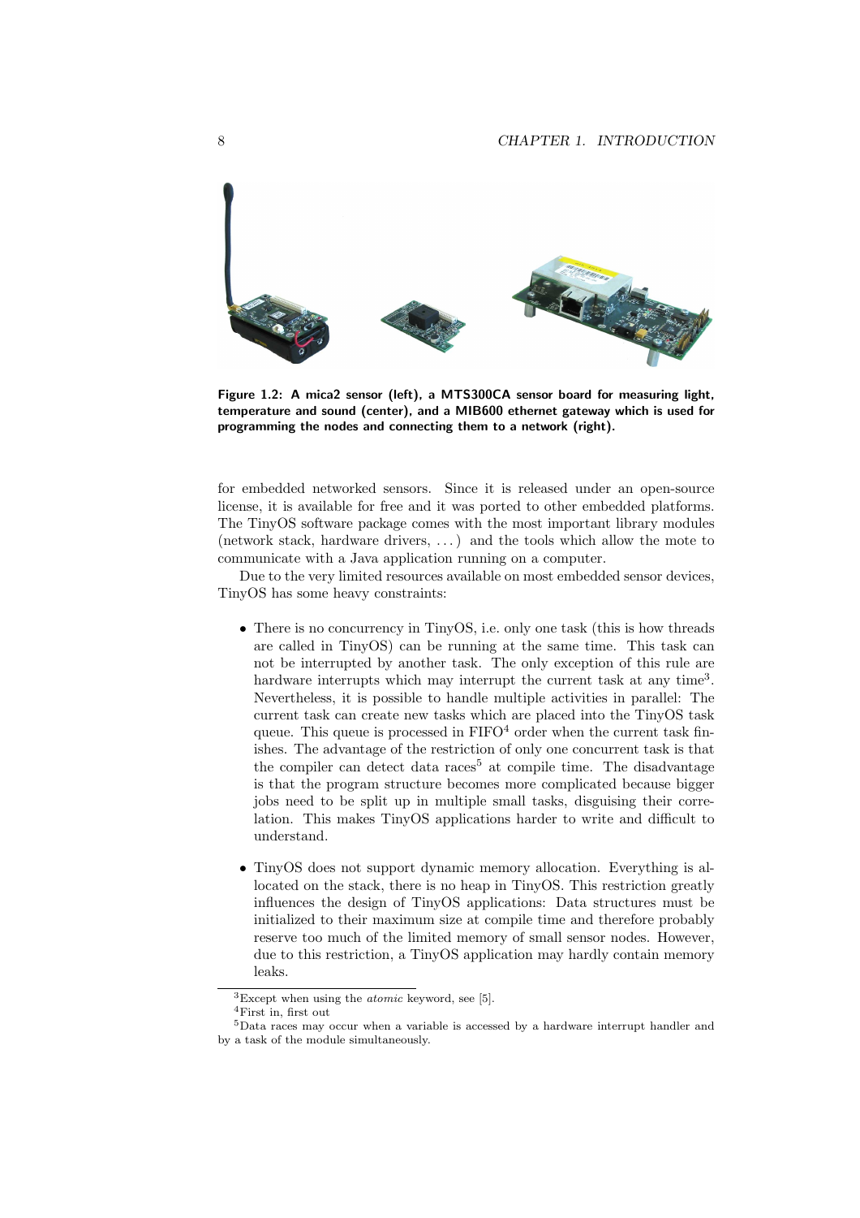**Figure 1.2: A mica2 sensor (left), a MTS300CA sensor board for measuring light, temperature and sound (center), and a MIB600 ethernet gateway which is used for programming the nodes and connecting them to a network (right).**

for embedded networked sensors. Since it is released under an open-source license, it is available for free and it was ported to other embedded platforms. The TinyOS software package comes with the most important library modules (network stack, hardware drivers, ...) and the tools which allow the mote to communicate with a Java application running on a computer.

Due to the very limited resources available on most embedded sensor devices, TinyOS has some heavy constraints:

- There is no concurrency in TinyOS, i.e. only one task (this is how threads are called in TinyOS) can be running at the same time. This task can not be interrupted by another task. The only exception of this rule are hardware interrupts which may interrupt the current task at any time[3]. Nevertheless, it is possible to handle multiple activities in parallel: The current task can create new tasks which are placed into the TinyOS task queue. This queue is processed in FIFO[4] order when the current task finishes. The advantage of the restriction of only one concurrent task is that the compiler can detect data races[5] at compile time. The disadvantage is that the program structure becomes more complicated because bigger jobs need to be split up in multiple small tasks, disguising their correlation. This makes TinyOS applications harder to write and difficult to understand.

- TinyOS does not support dynamic memory allocation. Everything is allocated on the stack, there is no heap in TinyOS. This restriction greatly influences the design of TinyOS applications: Data structures must be initialized to their maximum size at compile time and therefore probably reserve too much of the limited memory of small sensor nodes. However, due to this restriction, a TinyOS application may hardly contain memory leaks.

[3] Except when using the *atomic* keyword, see [5].

[4] First in, first out

[5] Data races may occur when a variable is accessed by a hardware interrupt handler and by a task of the module simultaneously.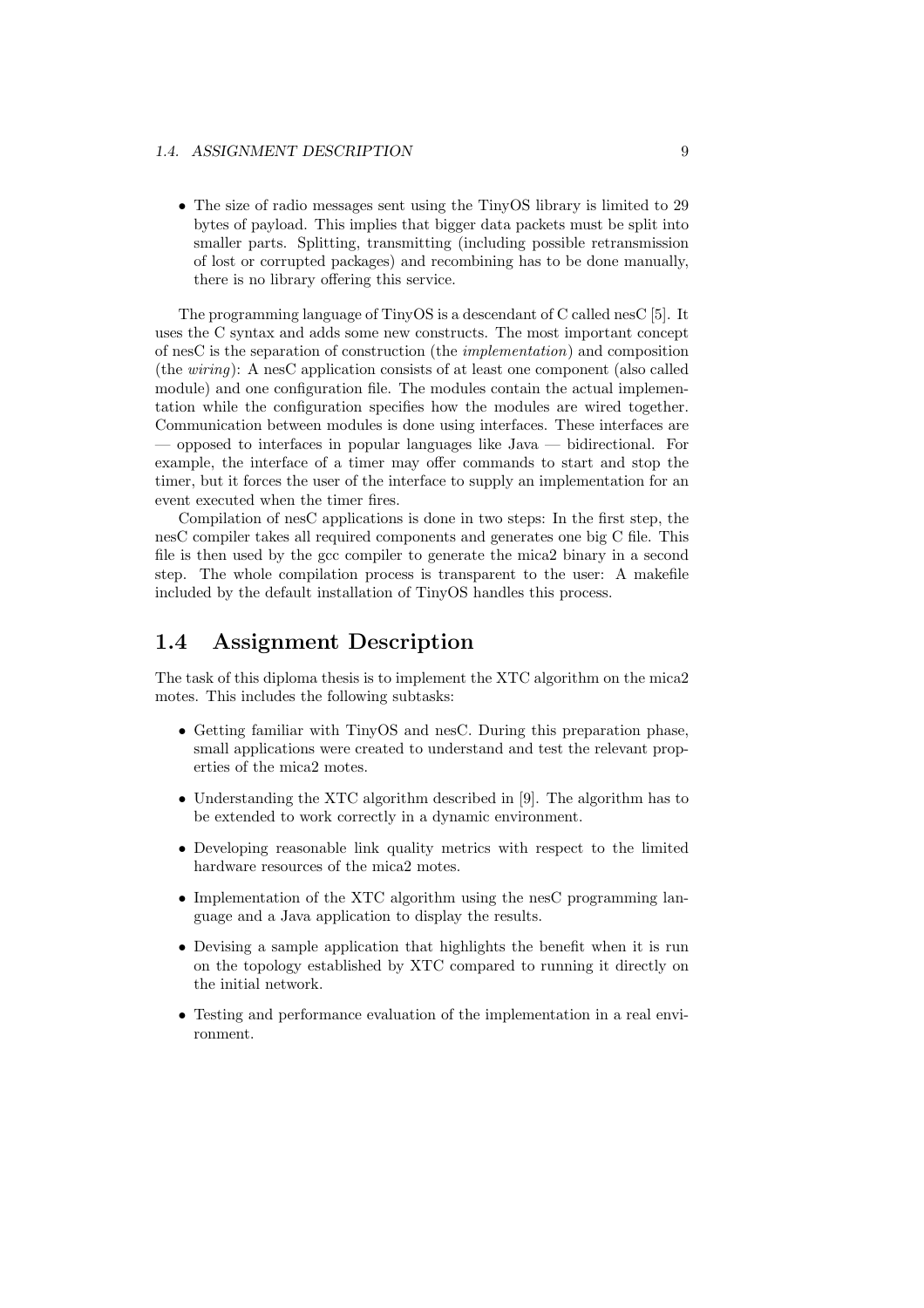- The size of radio messages sent using the TinyOS library is limited to 29 bytes of payload. This implies that bigger data packets must be split into smaller parts. Splitting, transmitting (including possible retransmission of lost or corrupted packages) and recombining has to be done manually, there is no library offering this service.

The programming language of TinyOS is a descendant of C called nesC [5]. It uses the C syntax and adds some new constructs. The most important concept of nesC is the separation of construction (the *implementation*) and composition (the *wiring*): A nesC application consists of at least one component (also called module) and one configuration file. The modules contain the actual implementation while the configuration specifies how the modules are wired together. Communication between modules is done using interfaces. These interfaces are — opposed to interfaces in popular languages like Java — bidirectional. For example, the interface of a timer may offer commands to start and stop the timer, but it forces the user of the interface to supply an implementation for an event executed when the timer fires.

Compilation of nesC applications is done in two steps: In the first step, the nesC compiler takes all required components and generates one big C file. This file is then used by the gcc compiler to generate the mica2 binary in a second step. The whole compilation process is transparent to the user: A makefile included by the default installation of TinyOS handles this process.

## 1.4 Assignment Description

The task of this diploma thesis is to implement the XTC algorithm on the mica2 motes. This includes the following subtasks:

- Getting familiar with TinyOS and nesC. During this preparation phase, small applications were created to understand and test the relevant properties of the mica2 motes.
- Understanding the XTC algorithm described in [9]. The algorithm has to be extended to work correctly in a dynamic environment.
- Developing reasonable link quality metrics with respect to the limited hardware resources of the mica2 motes.
- Implementation of the XTC algorithm using the nesC programming language and a Java application to display the results.
- Devising a sample application that highlights the benefit when it is run on the topology established by XTC compared to running it directly on the initial network.
- Testing and performance evaluation of the implementation in a real environment.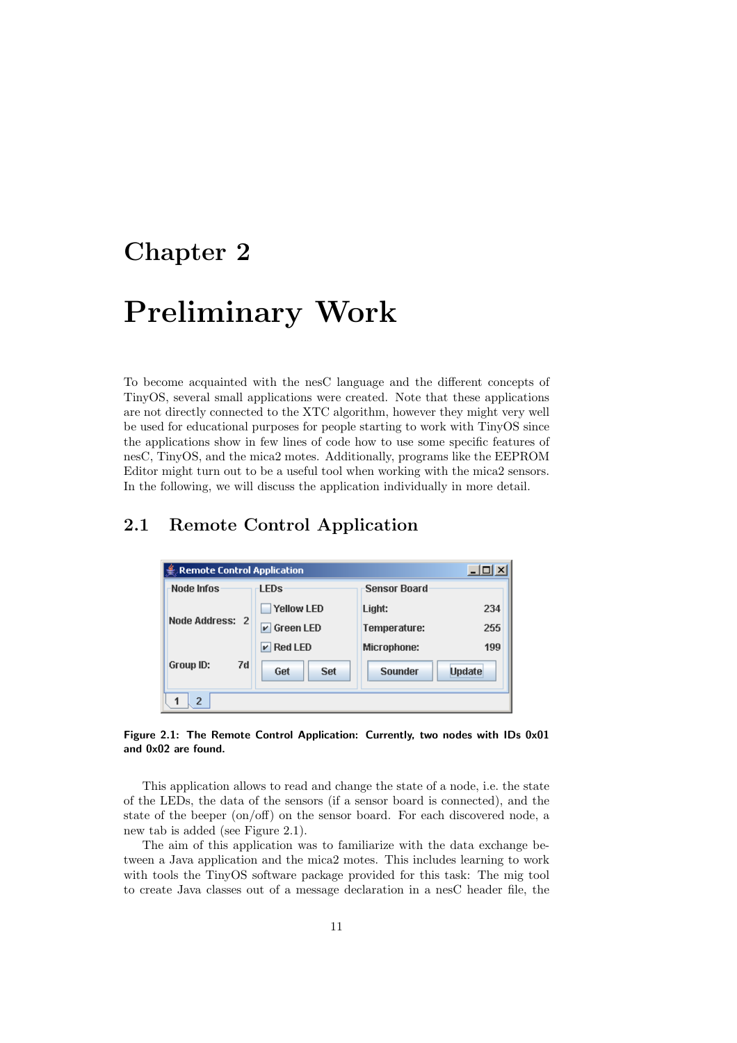# Chapter 2

# Preliminary Work

To become acquainted with the nesC language and the different concepts of TinyOS, several small applications were created. Note that these applications are not directly connected to the XTC algorithm, however they might very well be used for educational purposes for people starting to work with TinyOS since the applications show in few lines of code how to use some specific features of nesC, TinyOS, and the mica2 motes. Additionally, programs like the EEPROM Editor might turn out to be a useful tool when working with the mica2 sensors. In the following, we will discuss the application individually in more detail.

## 2.1 Remote Control Application

**Figure 2.1: The Remote Control Application: Currently, two nodes with IDs 0x01 and 0x02 are found.**

This application allows to read and change the state of a node, i.e. the state of the LEDs, the data of the sensors (if a sensor board is connected), and the state of the beeper (on/off) on the sensor board. For each discovered node, a new tab is added (see Figure 2.1).

The aim of this application was to familiarize with the data exchange between a Java application and the mica2 motes. This includes learning to work with tools the TinyOS software package provided for this task: The mig tool to create Java classes out of a message declaration in a nesC header file, the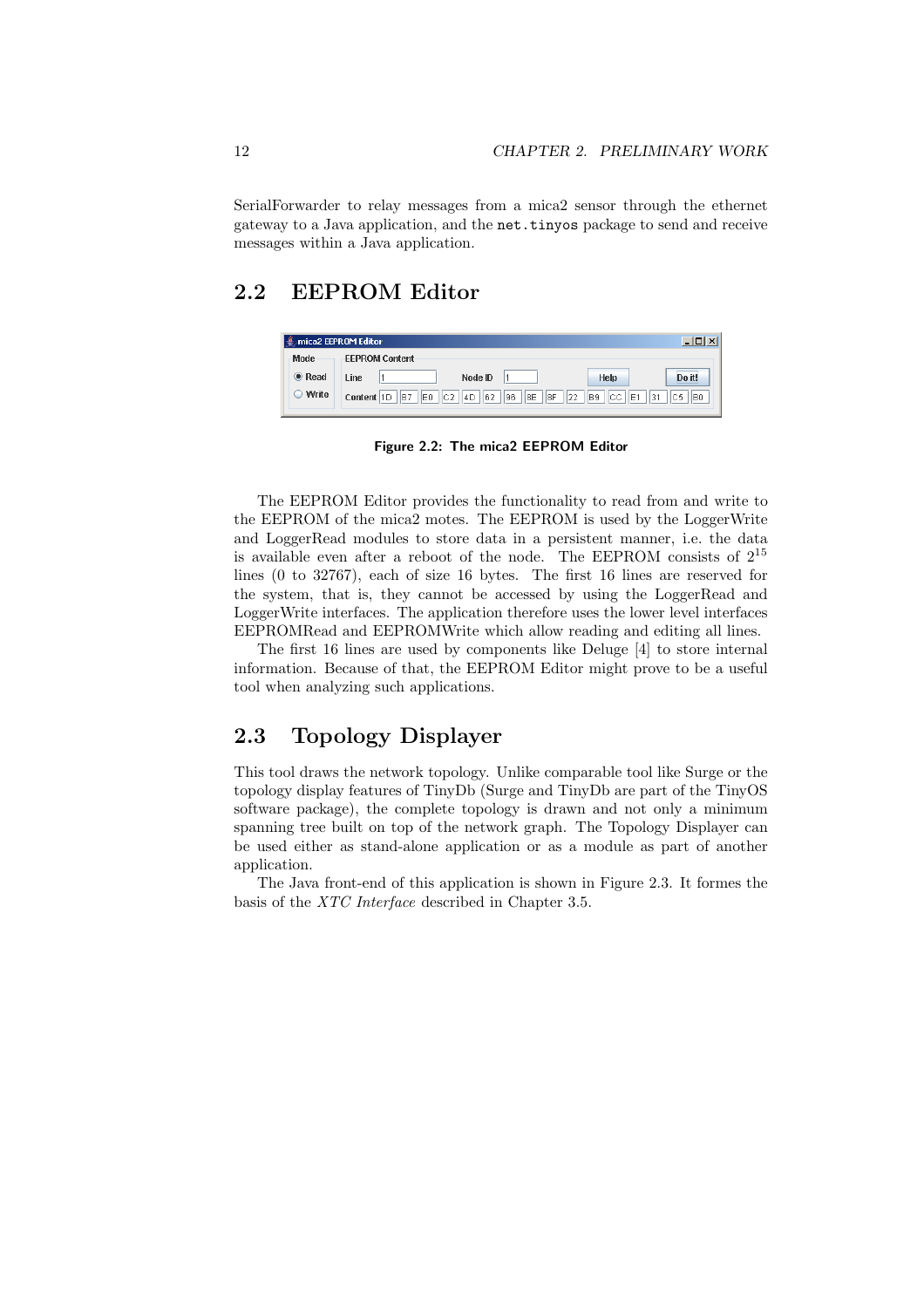SerialForwarder to relay messages from a mica2 sensor through the ethernet gateway to a Java application, and the `net.tinyos` package to send and receive messages within a Java application.

## 2.2 EEPROM Editor

**Figure 2.2: The mica2 EEPROM Editor**

The EEPROM Editor provides the functionality to read from and write to the EEPROM of the mica2 motes. The EEPROM is used by the LoggerWrite and LoggerRead modules to store data in a persistent manner, i.e. the data is available even after a reboot of the node. The EEPROM consists of $2^{15}$ lines (0 to 32767), each of size 16 bytes. The first 16 lines are reserved for the system, that is, they cannot be accessed by using the LoggerRead and LoggerWrite interfaces. The application therefore uses the lower level interfaces EEPROMRead and EEPROMWrite which allow reading and editing all lines.

The first 16 lines are used by components like Deluge [4] to store internal information. Because of that, the EEPROM Editor might prove to be a useful tool when analyzing such applications.

## 2.3 Topology Displayer

This tool draws the network topology. Unlike comparable tool like Surge or the topology display features of TinyDb (Surge and TinyDb are part of the TinyOS software package), the complete topology is drawn and not only a minimum spanning tree built on top of the network graph. The Topology Displayer can be used either as stand-alone application or as a module as part of another application.

The Java front-end of this application is shown in Figure 2.3. It formes the basis of the *XTC Interface* described in Chapter 3.5.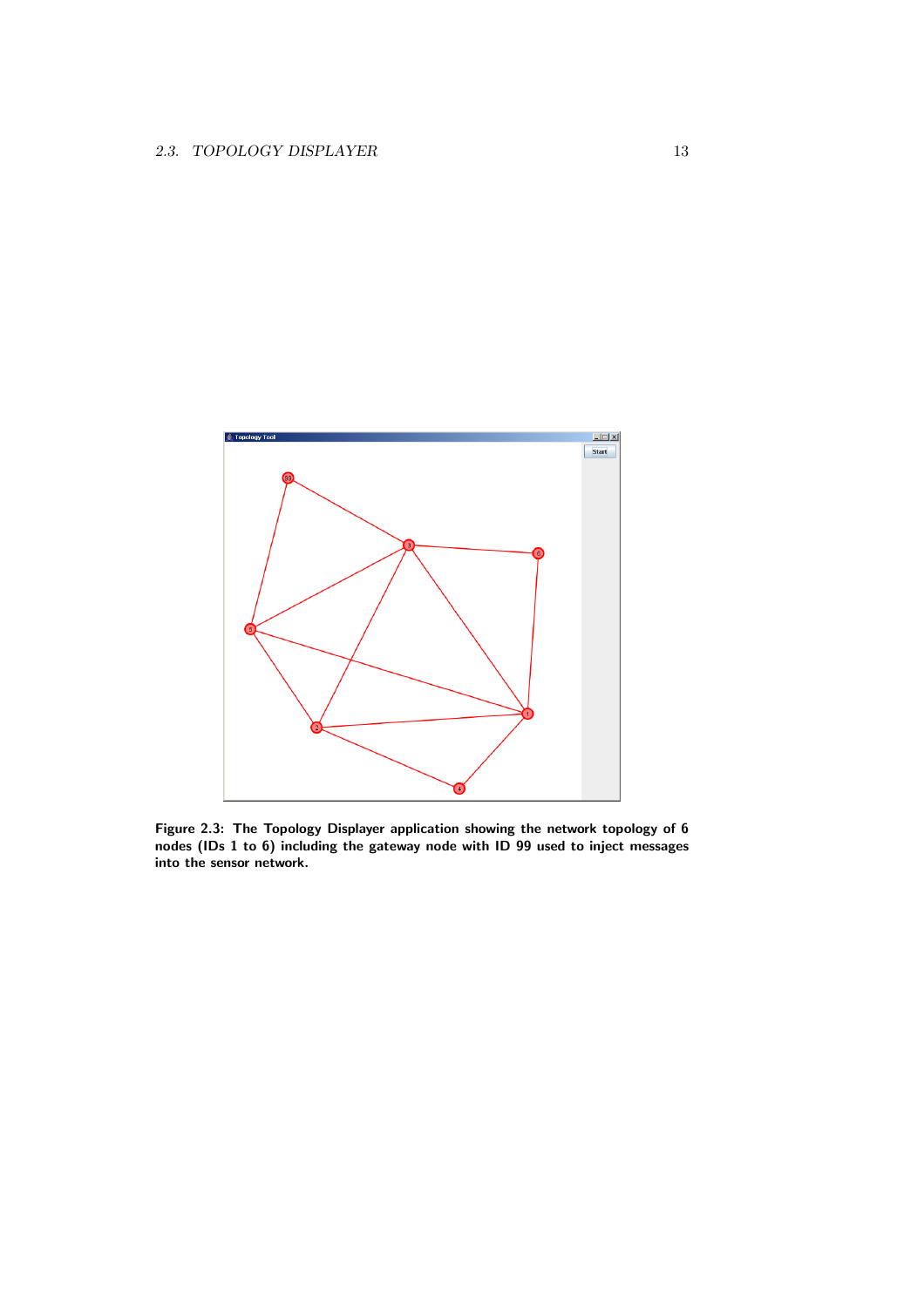Figure 2.3: The Topology Displayer application showing the network topology of 6 nodes (IDs 1 to 6) including the gateway node with ID 99 used to inject messages into the sensor network.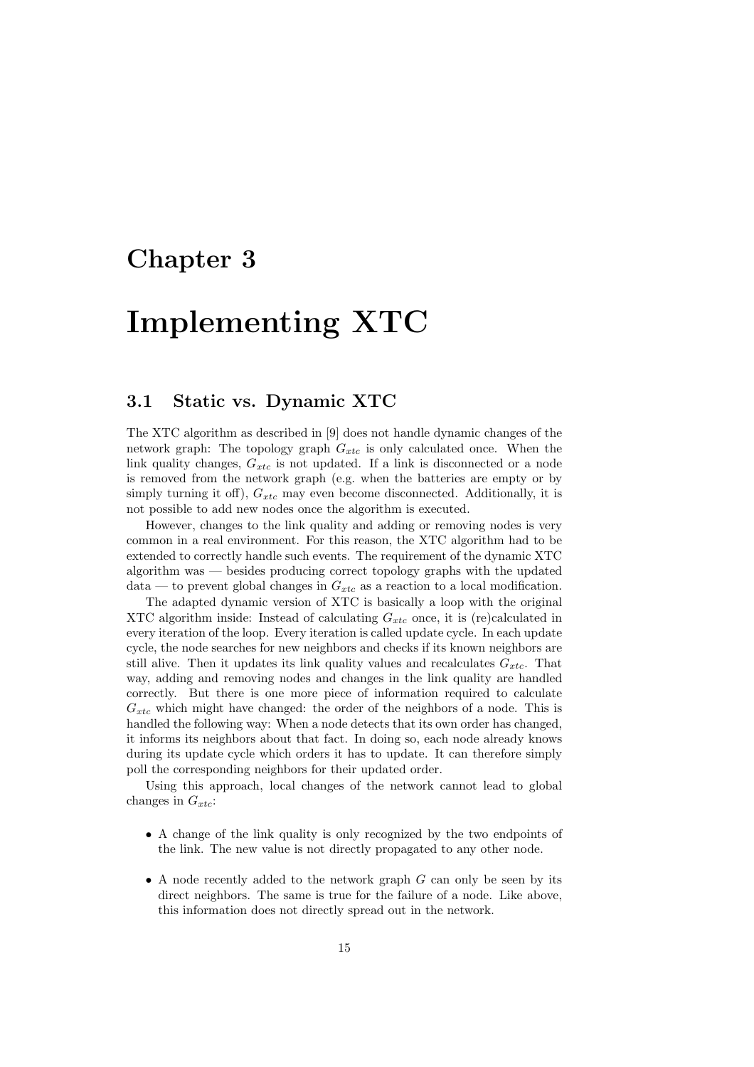# Chapter 3

# Implementing XTC

## 3.1 Static vs. Dynamic XTC

The XTC algorithm as described in [9] does not handle dynamic changes of the network graph: The topology graph $G_{xtc}$ is only calculated once. When the link quality changes, $G_{xtc}$ is not updated. If a link is disconnected or a node is removed from the network graph (e.g. when the batteries are empty or by simply turning it off), $G_{xtc}$ may even become disconnected. Additionally, it is not possible to add new nodes once the algorithm is executed.

However, changes to the link quality and adding or removing nodes is very common in a real environment. For this reason, the XTC algorithm had to be extended to correctly handle such events. The requirement of the dynamic XTC algorithm was — besides producing correct topology graphs with the updated data — to prevent global changes in $G_{xtc}$ as a reaction to a local modification.

The adapted dynamic version of XTC is basically a loop with the original XTC algorithm inside: Instead of calculating $G_{xtc}$ once, it is (re)calculated in every iteration of the loop. Every iteration is called update cycle. In each update cycle, the node searches for new neighbors and checks if its known neighbors are still alive. Then it updates its link quality values and recalculates $G_{xtc}$. That way, adding and removing nodes and changes in the link quality are handled correctly. But there is one more piece of information required to calculate $G_{xtc}$ which might have changed: the order of the neighbors of a node. This is handled the following way: When a node detects that its own order has changed, it informs its neighbors about that fact. In doing so, each node already knows during its update cycle which orders it has to update. It can therefore simply poll the corresponding neighbors for their updated order.

Using this approach, local changes of the network cannot lead to global changes in $G_{xtc}$:

- A change of the link quality is only recognized by the two endpoints of the link. The new value is not directly propagated to any other node.
- A node recently added to the network graph $G$ can only be seen by its direct neighbors. The same is true for the failure of a node. Like above, this information does not directly spread out in the network.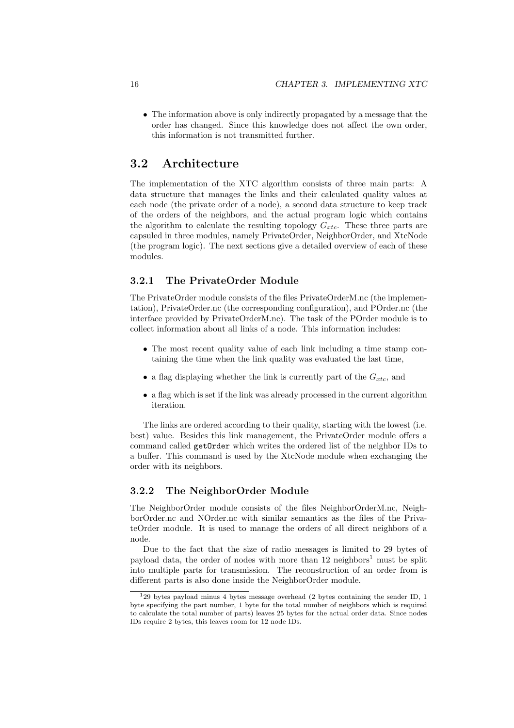- The information above is only indirectly propagated by a message that the order has changed. Since this knowledge does not affect the own order, this information is not transmitted further.

## 3.2 Architecture

The implementation of the XTC algorithm consists of three main parts: A data structure that manages the links and their calculated quality values at each node (the private order of a node), a second data structure to keep track of the orders of the neighbors, and the actual program logic which contains the algorithm to calculate the resulting topology $G_{xtc}$. These three parts are capsuled in three modules, namely PrivateOrder, NeighborOrder, and XtcNode (the program logic). The next sections give a detailed overview of each of these modules.

### 3.2.1 The PrivateOrder Module

The PrivateOrder module consists of the files PrivateOrderM.nc (the implementation), PrivateOrder.nc (the corresponding configuration), and POrder.nc (the interface provided by PrivateOrderM.nc). The task of the POrder module is to collect information about all links of a node. This information includes:

- The most recent quality value of each link including a time stamp containing the time when the link quality was evaluated the last time,
- a flag displaying whether the link is currently part of the $G_{xtc}$, and
- a flag which is set if the link was already processed in the current algorithm iteration.

The links are ordered according to their quality, starting with the lowest (i.e. best) value. Besides this link management, the PrivateOrder module offers a command called `getOrder` which writes the ordered list of the neighbor IDs to a buffer. This command is used by the XtcNode module when exchanging the order with its neighbors.

### 3.2.2 The NeighborOrder Module

The NeighborOrder module consists of the files NeighborOrderM.nc, NeighborOrder.nc and NOrder.nc with similar semantics as the files of the PrivateOrder module. It is used to manage the orders of all direct neighbors of a node.

Due to the fact that the size of radio messages is limited to 29 bytes of payload data, the order of nodes with more than 12 neighbors[1] must be split into multiple parts for transmission. The reconstruction of an order from is different parts is also done inside the NeighborOrder module.

[1] 29 bytes payload minus 4 bytes message overhead (2 bytes containing the sender ID, 1 byte specifying the part number, 1 byte for the total number of neighbors which is required to calculate the total number of parts) leaves 25 bytes for the actual order data. Since nodes IDs require 2 bytes, this leaves room for 12 node IDs.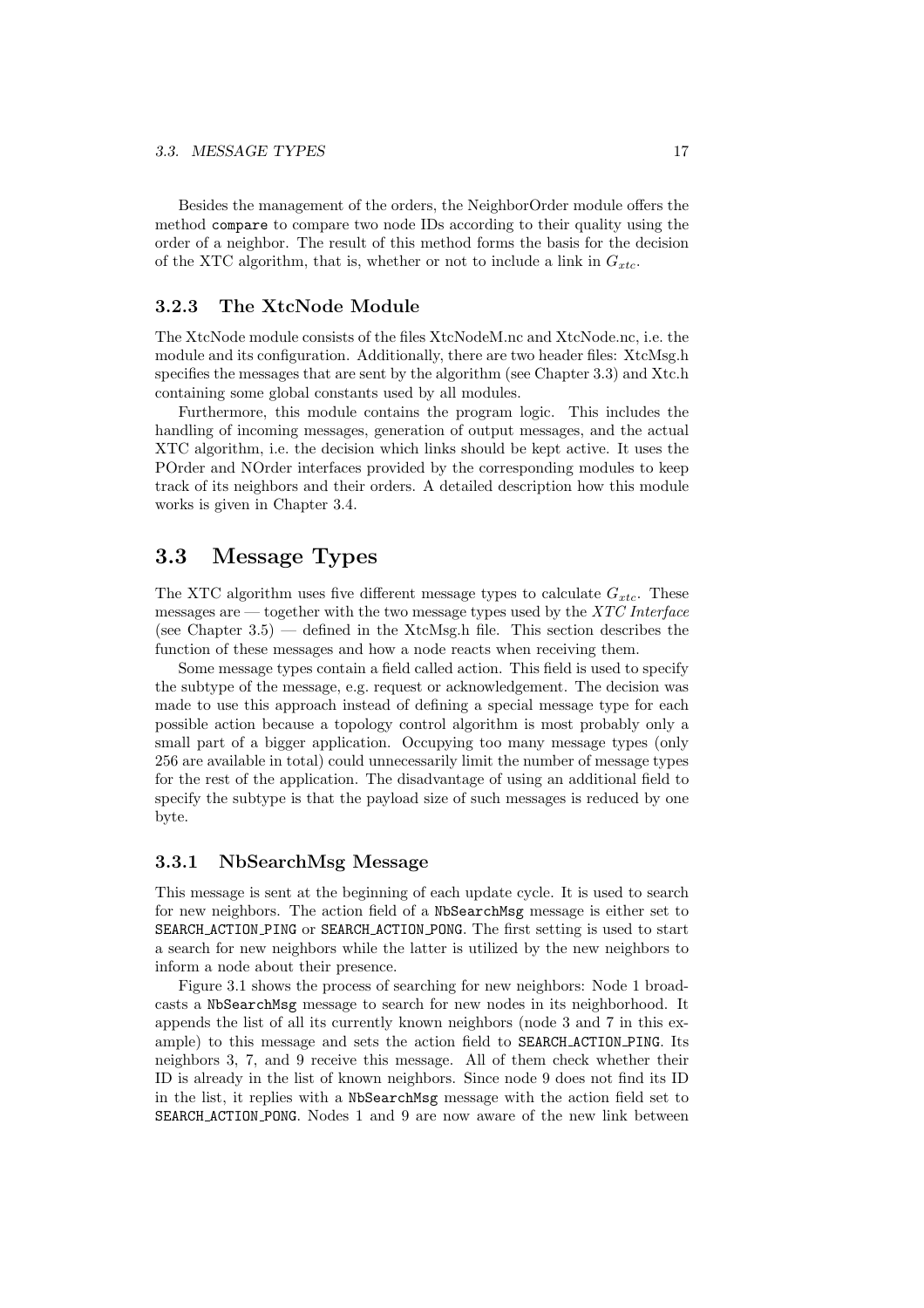Besides the management of the orders, the NeighborOrder module offers the method `compare` to compare two node IDs according to their quality using the order of a neighbor. The result of this method forms the basis for the decision of the XTC algorithm, that is, whether or not to include a link in $G_{xtc}$.

### 3.2.3 The XtcNode Module

The XtcNode module consists of the files XtcNodeM.nc and XtcNode.nc, i.e. the module and its configuration. Additionally, there are two header files: XtcMsg.h specifies the messages that are sent by the algorithm (see Chapter 3.3) and Xtc.h containing some global constants used by all modules.

Furthermore, this module contains the program logic. This includes the handling of incoming messages, generation of output messages, and the actual XTC algorithm, i.e. the decision which links should be kept active. It uses the POrder and NOrder interfaces provided by the corresponding modules to keep track of its neighbors and their orders. A detailed description how this module works is given in Chapter 3.4.

## 3.3 Message Types

The XTC algorithm uses five different message types to calculate $G_{xtc}$. These messages are — together with the two message types used by the *XTC Interface* (see Chapter 3.5) — defined in the XtcMsg.h file. This section describes the function of these messages and how a node reacts when receiving them.

Some message types contain a field called action. This field is used to specify the subtype of the message, e.g. request or acknowledgement. The decision was made to use this approach instead of defining a special message type for each possible action because a topology control algorithm is most probably only a small part of a bigger application. Occupying too many message types (only 256 are available in total) could unnecessarily limit the number of message types for the rest of the application. The disadvantage of using an additional field to specify the subtype is that the payload size of such messages is reduced by one byte.

### 3.3.1 NbSearchMsg Message

This message is sent at the beginning of each update cycle. It is used to search for new neighbors. The action field of a `NbSearchMsg` message is either set to `SEARCH_ACTION_PING` or `SEARCH_ACTION_PONG`. The first setting is used to start a search for new neighbors while the latter is utilized by the new neighbors to inform a node about their presence.

Figure 3.1 shows the process of searching for new neighbors: Node 1 broadcasts a `NbSearchMsg` message to search for new nodes in its neighborhood. It appends the list of all its currently known neighbors (node 3 and 7 in this example) to this message and sets the action field to `SEARCH_ACTION_PING`. Its neighbors 3, 7, and 9 receive this message. All of them check whether their ID is already in the list of known neighbors. Since node 9 does not find its ID in the list, it replies with a `NbSearchMsg` message with the action field set to `SEARCH_ACTION_PONG`. Nodes 1 and 9 are now aware of the new link between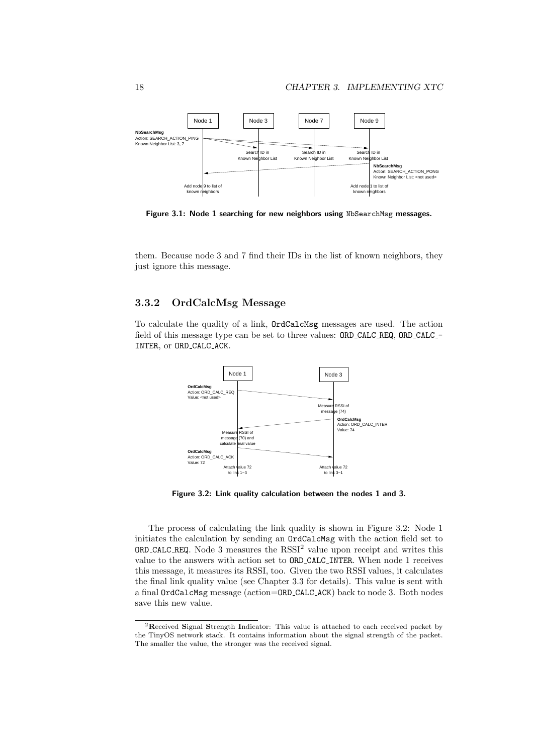Figure 3.1: Node 1 searching for new neighbors using NbSearchMsg messages.

them. Because node 3 and 7 find their IDs in the list of known neighbors, they just ignore this message.

### 3.3.2 OrdCalcMsg Message

To calculate the quality of a link, OrdCalcMsg messages are used. The action field of this message type can be set to three values: ORD_CALC_REQ, ORD_CALC_INTER, or ORD_CALC_ACK.

Figure 3.2: Link quality calculation between the nodes 1 and 3.

The process of calculating the link quality is shown in Figure 3.2: Node 1 initiates the calculation by sending an OrdCalcMsg with the action field set to ORD_CALC_REQ. Node 3 measures the RSSI[2] value upon receipt and writes this value to the answers with action set to ORD_CALC_INTER. When node 1 receives this message, it measures its RSSI, too. Given the two RSSI values, it calculates the final link quality value (see Chapter 3.3 for details). This value is sent with a final OrdCalcMsg message (action=ORD_CALC_ACK) back to node 3. Both nodes save this new value.

[2] **R**eceived **S**ignal **S**trength **I**ndicator: This value is attached to each received packet by the TinyOS network stack. It contains information about the signal strength of the packet. The smaller the value, the stronger was the received signal.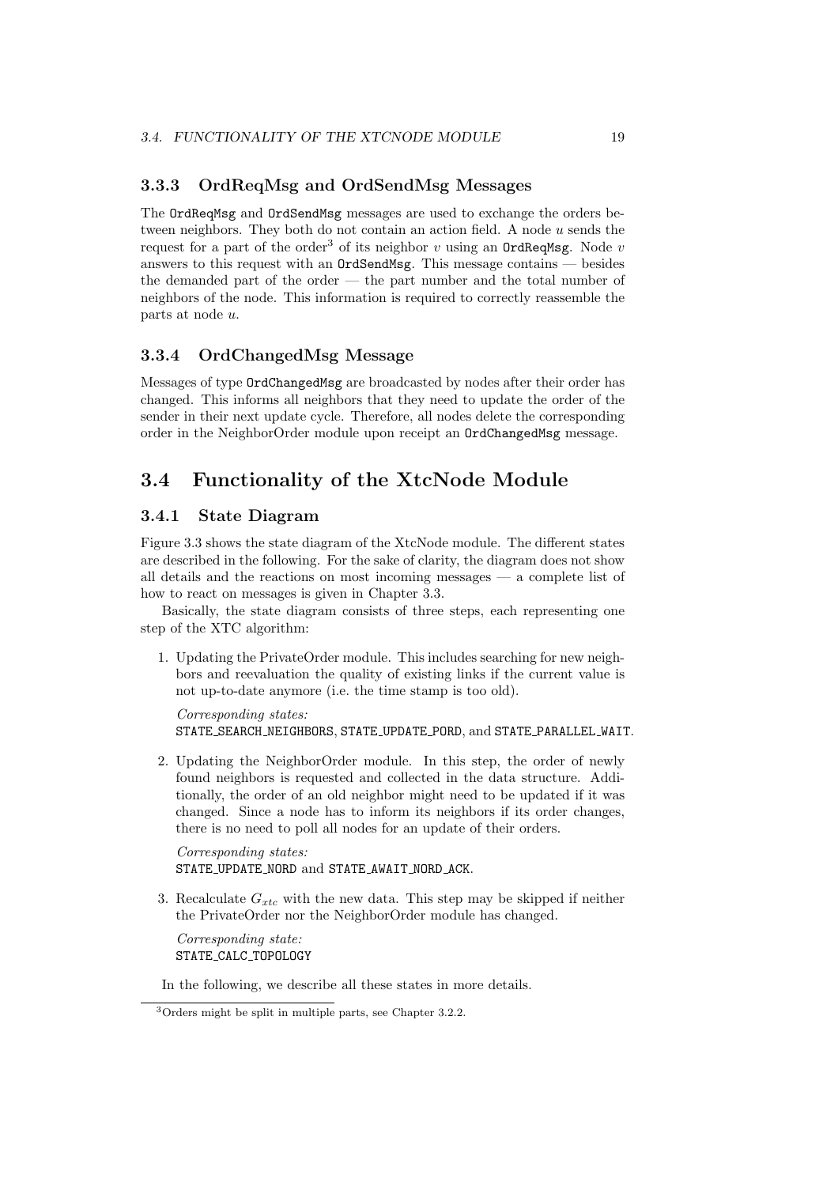### 3.3.3 OrdReqMsg and OrdSendMsg Messages

The `OrdReqMsg` and `OrdSendMsg` messages are used to exchange the orders between neighbors. They both do not contain an action field. A node $u$ sends the request for a part of the order[3] of its neighbor $v$ using an `OrdReqMsg`. Node $v$ answers to this request with an `OrdSendMsg`. This message contains — besides the demanded part of the order — the part number and the total number of neighbors of the node. This information is required to correctly reassemble the parts at node $u$.

### 3.3.4 OrdChangedMsg Message

Messages of type `OrdChangedMsg` are broadcasted by nodes after their order has changed. This informs all neighbors that they need to update the order of the sender in their next update cycle. Therefore, all nodes delete the corresponding order in the NeighborOrder module upon receipt an `OrdChangedMsg` message.

## 3.4 Functionality of the XtcNode Module

### 3.4.1 State Diagram

Figure 3.3 shows the state diagram of the XtcNode module. The different states are described in the following. For the sake of clarity, the diagram does not show all details and the reactions on most incoming messages — a complete list of how to react on messages is given in Chapter 3.3.

Basically, the state diagram consists of three steps, each representing one step of the XTC algorithm:

1. Updating the PrivateOrder module. This includes searching for new neighbors and reevaluation the quality of existing links if the current value is not up-to-date anymore (i.e. the time stamp is too old).

   *Corresponding states:*
   `STATE_SEARCH_NEIGHBORS`, `STATE_UPDATE_PORD`, and `STATE_PARALLEL_WAIT`.

2. Updating the NeighborOrder module. In this step, the order of newly found neighbors is requested and collected in the data structure. Additionally, the order of an old neighbor might need to be updated if it was changed. Since a node has to inform its neighbors if its order changes, there is no need to poll all nodes for an update of their orders.

   *Corresponding states:*
   `STATE_UPDATE_NORD` and `STATE_AWAIT_NORD_ACK`.

3. Recalculate $G_{xtc}$ with the new data. This step may be skipped if neither the PrivateOrder nor the NeighborOrder module has changed.

   *Corresponding state:*
   `STATE_CALC_TOPOLOGY`

In the following, we describe all these states in more details.

[3] Orders might be split in multiple parts, see Chapter 3.2.2.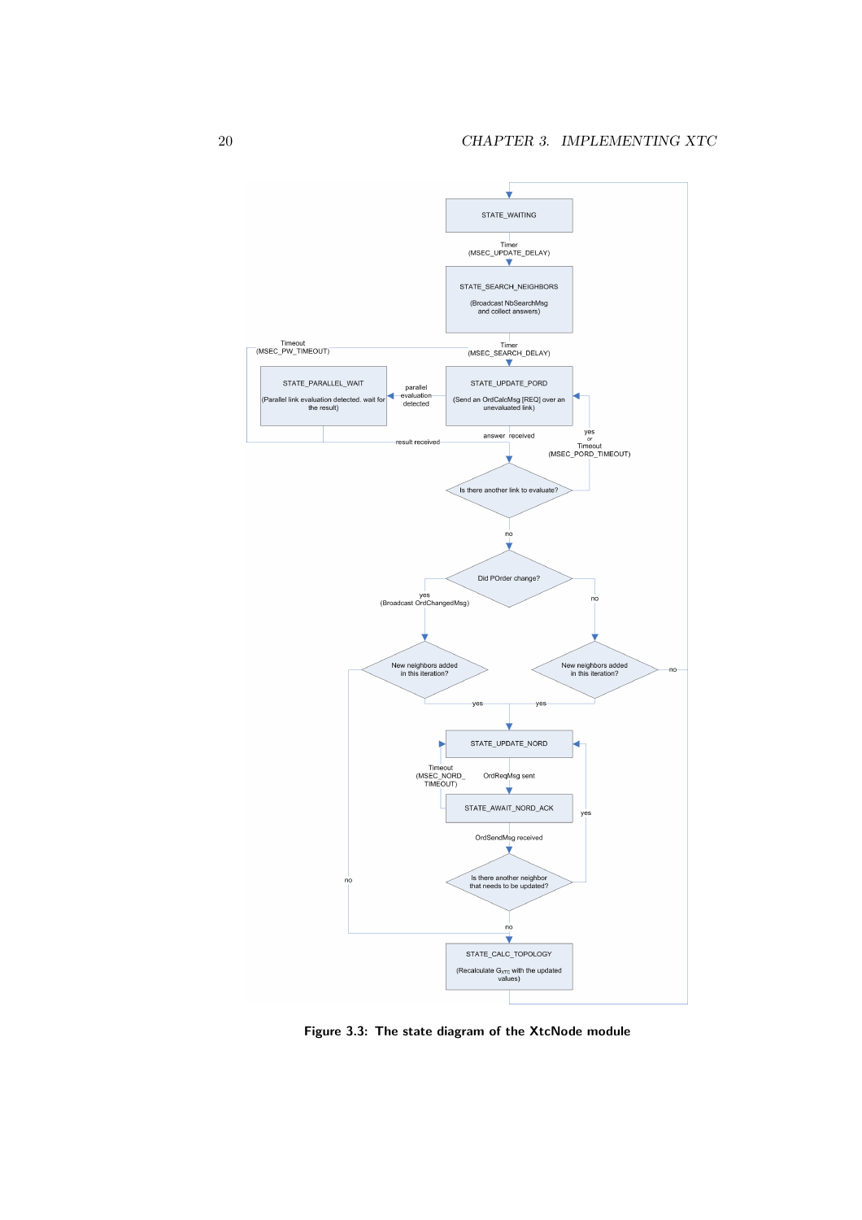**Figure 3.3: The state diagram of the XtcNode module**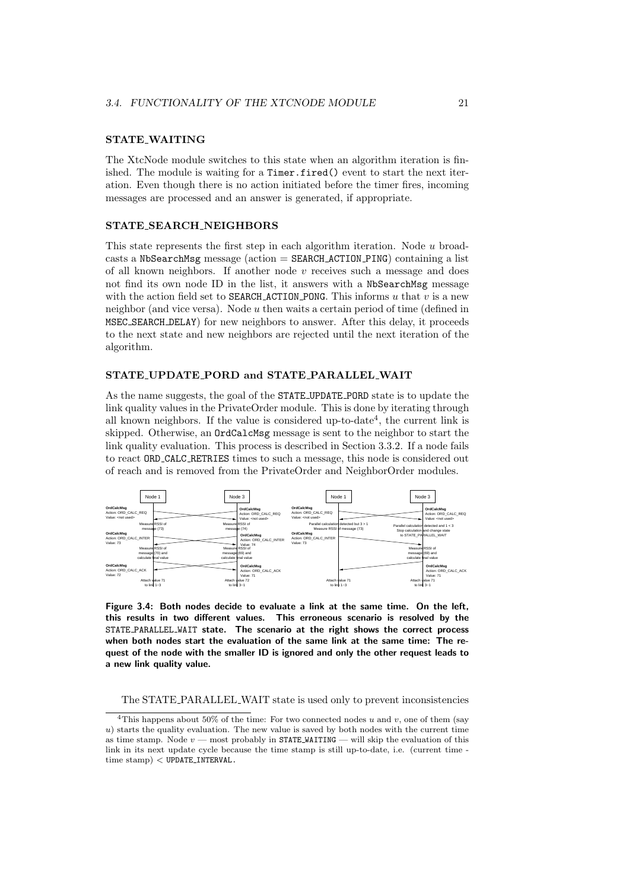#### STATE_WAITING

The XtcNode module switches to this state when an algorithm iteration is finished. The module is waiting for a `Timer.fired()` event to start the next iteration. Even though there is no action initiated before the timer fires, incoming messages are processed and an answer is generated, if appropriate.

#### STATE_SEARCH_NEIGHBORS

This state represents the first step in each algorithm iteration. Node $u$ broadcasts a `NbSearchMsg` message (action = `SEARCH_ACTION_PING`) containing a list of all known neighbors. If another node $v$ receives such a message and does not find its own node ID in the list, it answers with a `NbSearchMsg` message with the action field set to `SEARCH_ACTION_PONG`. This informs $u$ that $v$ is a new neighbor (and vice versa). Node $u$ then waits a certain period of time (defined in `MSEC_SEARCH_DELAY`) for new neighbors to answer. After this delay, it proceeds to the next state and new neighbors are rejected until the next iteration of the algorithm.

#### STATE_UPDATE_PORD and STATE_PARALLEL_WAIT

As the name suggests, the goal of the `STATE_UPDATE_PORD` state is to update the link quality values in the PrivateOrder module. This is done by iterating through all known neighbors. If the value is considered up-to-date[4], the current link is skipped. Otherwise, an `OrdCalcMsg` message is sent to the neighbor to start the link quality evaluation. This process is described in Section 3.3.2. If a node fails to react `ORD_CALC_RETRIES` times to such a message, this node is considered out of reach and is removed from the PrivateOrder and NeighborOrder modules.

**Figure 3.4: Both nodes decide to evaluate a link at the same time. On the left, this results in two different values. This erroneous scenario is resolved by the `STATE_PARALLEL_WAIT` state. The scenario at the right shows the correct process when both nodes start the evaluation of the same link at the same time: The request of the node with the smaller ID is ignored and only the other request leads to a new link quality value.**

The STATE_PARALLEL_WAIT state is used only to prevent inconsistencies

---

[4] This happens about 50% of the time: For two connected nodes $u$ and $v$, one of them (say $u$) starts the quality evaluation. The new value is saved by both nodes with the current time as time stamp. Node $v$ — most probably in `STATE_WAITING` — will skip the evaluation of this link in its next update cycle because the time stamp is still up-to-date, i.e. (current time - time stamp) < `UPDATE_INTERVAL`.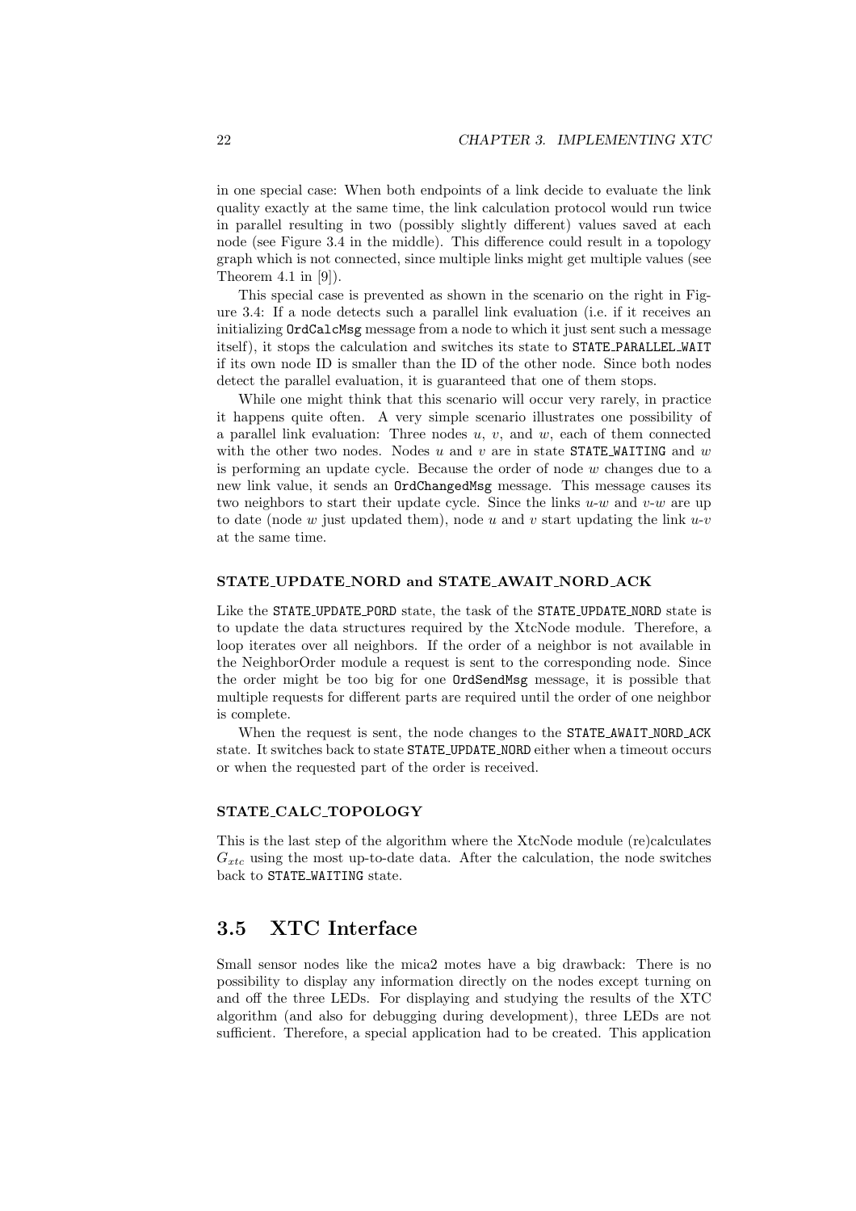in one special case: When both endpoints of a link decide to evaluate the link quality exactly at the same time, the link calculation protocol would run twice in parallel resulting in two (possibly slightly different) values saved at each node (see Figure 3.4 in the middle). This difference could result in a topology graph which is not connected, since multiple links might get multiple values (see Theorem 4.1 in [9]).

This special case is prevented as shown in the scenario on the right in Figure 3.4: If a node detects such a parallel link evaluation (i.e. if it receives an initializing `OrdCalcMsg` message from a node to which it just sent such a message itself), it stops the calculation and switches its state to `STATE_PARALLEL_WAIT` if its own node ID is smaller than the ID of the other node. Since both nodes detect the parallel evaluation, it is guaranteed that one of them stops.

While one might think that this scenario will occur very rarely, in practice it happens quite often. A very simple scenario illustrates one possibility of a parallel link evaluation: Three nodes $u$, $v$, and $w$, each of them connected with the other two nodes. Nodes $u$ and $v$ are in state `STATE_WAITING` and $w$ is performing an update cycle. Because the order of node $w$ changes due to a new link value, it sends an `OrdChangedMsg` message. This message causes its two neighbors to start their update cycle. Since the links $u$-$w$ and $v$-$w$ are up to date (node $w$ just updated them), node $u$ and $v$ start updating the link $u$-$v$ at the same time.

#### STATE_UPDATE_NORD and STATE_AWAIT_NORD_ACK

Like the `STATE_UPDATE_PORD` state, the task of the `STATE_UPDATE_NORD` state is to update the data structures required by the XtcNode module. Therefore, a loop iterates over all neighbors. If the order of a neighbor is not available in the NeighborOrder module a request is sent to the corresponding node. Since the order might be too big for one `OrdSendMsg` message, it is possible that multiple requests for different parts are required until the order of one neighbor is complete.

When the request is sent, the node changes to the `STATE_AWAIT_NORD_ACK` state. It switches back to state `STATE_UPDATE_NORD` either when a timeout occurs or when the requested part of the order is received.

#### STATE_CALC_TOPOLOGY

This is the last step of the algorithm where the XtcNode module (re)calculates $G_{xtc}$ using the most up-to-date data. After the calculation, the node switches back to `STATE_WAITING` state.

## 3.5 XTC Interface

Small sensor nodes like the mica2 motes have a big drawback: There is no possibility to display any information directly on the nodes except turning on and off the three LEDs. For displaying and studying the results of the XTC algorithm (and also for debugging during development), three LEDs are not sufficient. Therefore, a special application had to be created. This application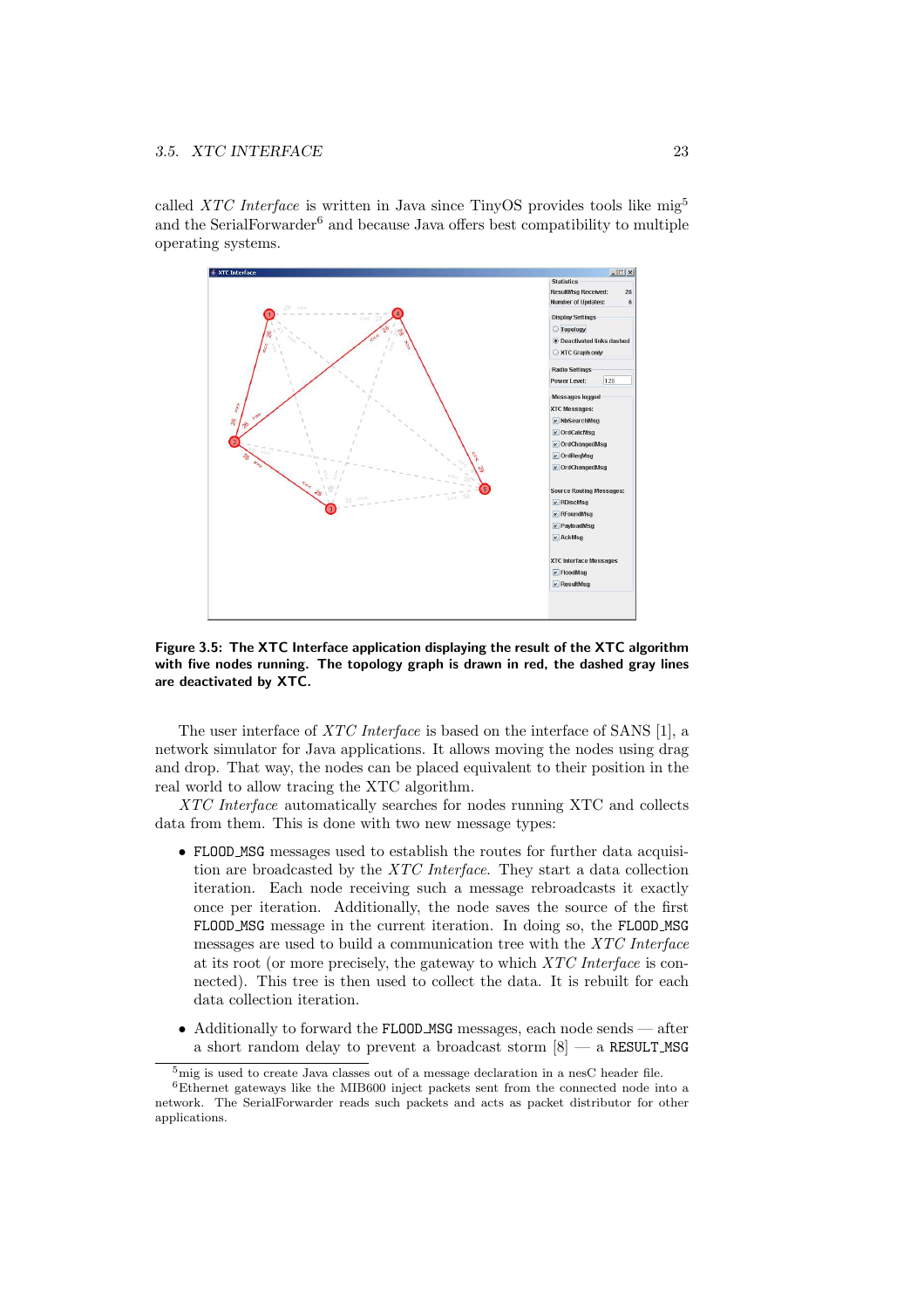called *XTC Interface* is written in Java since TinyOS provides tools like mig[5] and the SerialForwarder[6] and because Java offers best compatibility to multiple operating systems.

**Figure 3.5: The XTC Interface application displaying the result of the XTC algorithm with five nodes running. The topology graph is drawn in red, the dashed gray lines are deactivated by XTC.**

The user interface of *XTC Interface* is based on the interface of SANS [1], a network simulator for Java applications. It allows moving the nodes using drag and drop. That way, the nodes can be placed equivalent to their position in the real world to allow tracing the XTC algorithm.

*XTC Interface* automatically searches for nodes running XTC and collects data from them. This is done with two new message types:

- `FLOOD_MSG` messages used to establish the routes for further data acquisition are broadcasted by the *XTC Interface*. They start a data collection iteration. Each node receiving such a message rebroadcasts it exactly once per iteration. Additionally, the node saves the source of the first `FLOOD_MSG` message in the current iteration. In doing so, the `FLOOD_MSG` messages are used to build a communication tree with the *XTC Interface* at its root (or more precisely, the gateway to which *XTC Interface* is connected). This tree is then used to collect the data. It is rebuilt for each data collection iteration.
- Additionally to forward the `FLOOD_MSG` messages, each node sends — after a short random delay to prevent a broadcast storm [8] — a `RESULT_MSG`

[5] mig is used to create Java classes out of a message declaration in a nesC header file.

[6] Ethernet gateways like the MIB600 inject packets sent from the connected node into a network. The SerialForwarder reads such packets and acts as packet distributor for other applications.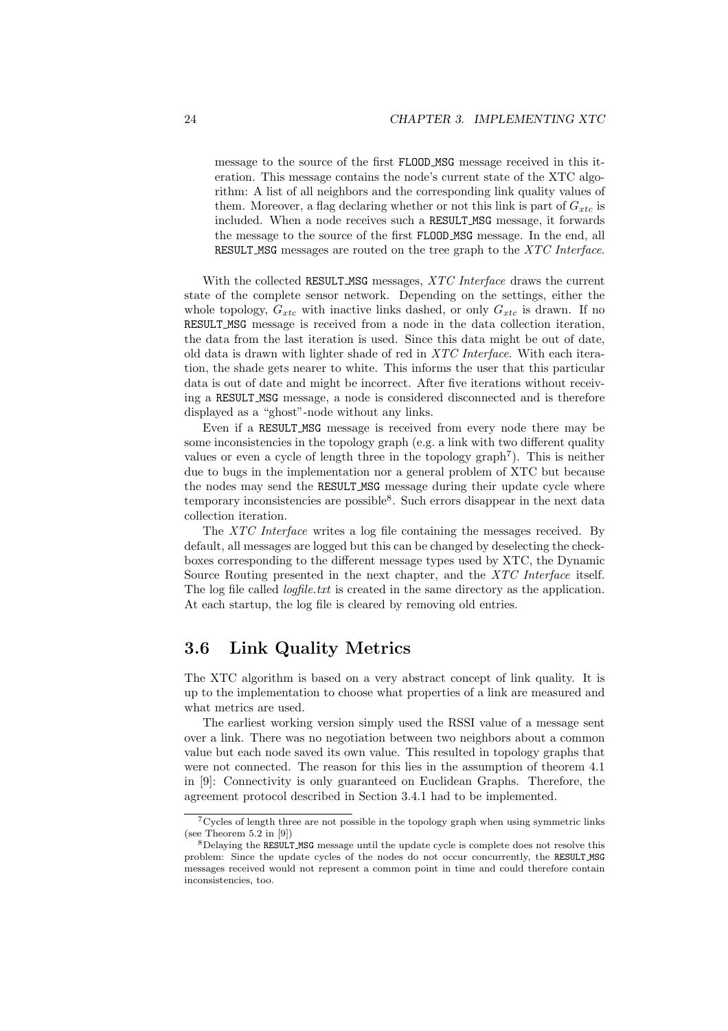message to the source of the first FLOOD_MSG message received in this iteration. This message contains the node's current state of the XTC algorithm: A list of all neighbors and the corresponding link quality values of them. Moreover, a flag declaring whether or not this link is part of $G_{xtc}$ is included. When a node receives such a RESULT_MSG message, it forwards the message to the source of the first FLOOD_MSG message. In the end, all RESULT_MSG messages are routed on the tree graph to the *XTC Interface*.

With the collected RESULT_MSG messages, *XTC Interface* draws the current state of the complete sensor network. Depending on the settings, either the whole topology, $G_{xtc}$ with inactive links dashed, or only $G_{xtc}$ is drawn. If no RESULT_MSG message is received from a node in the data collection iteration, the data from the last iteration is used. Since this data might be out of date, old data is drawn with lighter shade of red in *XTC Interface*. With each iteration, the shade gets nearer to white. This informs the user that this particular data is out of date and might be incorrect. After five iterations without receiving a RESULT_MSG message, a node is considered disconnected and is therefore displayed as a "ghost"-node without any links.

Even if a RESULT_MSG message is received from every node there may be some inconsistencies in the topology graph (e.g. a link with two different quality values or even a cycle of length three in the topology graph[7]). This is neither due to bugs in the implementation nor a general problem of XTC but because the nodes may send the RESULT_MSG message during their update cycle where temporary inconsistencies are possible[8]. Such errors disappear in the next data collection iteration.

The *XTC Interface* writes a log file containing the messages received. By default, all messages are logged but this can be changed by deselecting the checkboxes corresponding to the different message types used by XTC, the Dynamic Source Routing presented in the next chapter, and the *XTC Interface* itself. The log file called *logfile.txt* is created in the same directory as the application. At each startup, the log file is cleared by removing old entries.

## 3.6 Link Quality Metrics

The XTC algorithm is based on a very abstract concept of link quality. It is up to the implementation to choose what properties of a link are measured and what metrics are used.

The earliest working version simply used the RSSI value of a message sent over a link. There was no negotiation between two neighbors about a common value but each node saved its own value. This resulted in topology graphs that were not connected. The reason for this lies in the assumption of theorem 4.1 in [9]: Connectivity is only guaranteed on Euclidean Graphs. Therefore, the agreement protocol described in Section 3.4.1 had to be implemented.

---

[7] Cycles of length three are not possible in the topology graph when using symmetric links (see Theorem 5.2 in [9])

[8] Delaying the RESULT_MSG message until the update cycle is complete does not resolve this problem: Since the update cycles of the nodes do not occur concurrently, the RESULT_MSG messages received would not represent a common point in time and could therefore contain inconsistencies, too.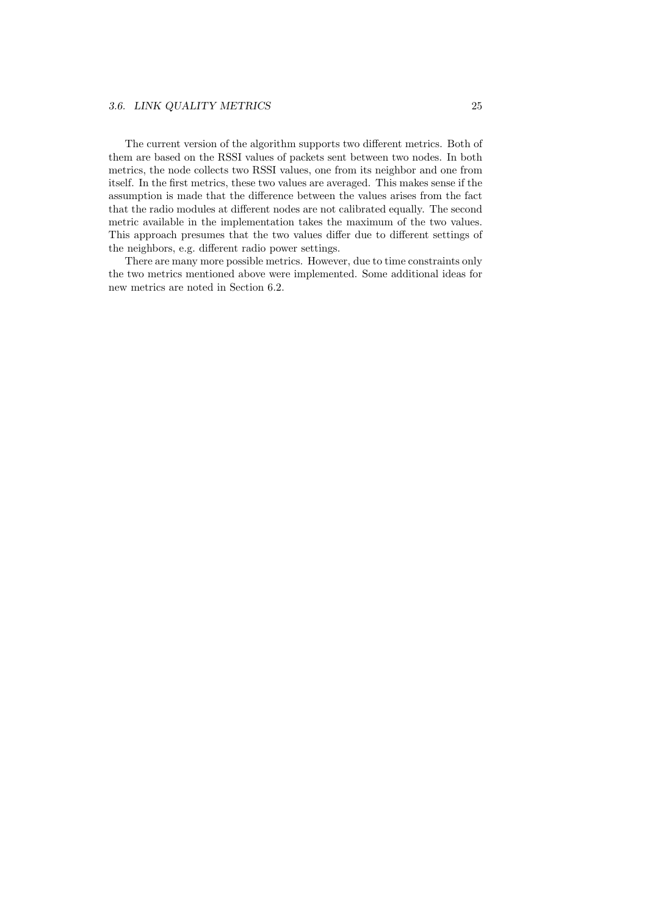The current version of the algorithm supports two different metrics. Both of them are based on the RSSI values of packets sent between two nodes. In both metrics, the node collects two RSSI values, one from its neighbor and one from itself. In the first metrics, these two values are averaged. This makes sense if the assumption is made that the difference between the values arises from the fact that the radio modules at different nodes are not calibrated equally. The second metric available in the implementation takes the maximum of the two values. This approach presumes that the two values differ due to different settings of the neighbors, e.g. different radio power settings.

There are many more possible metrics. However, due to time constraints only the two metrics mentioned above were implemented. Some additional ideas for new metrics are noted in Section 6.2.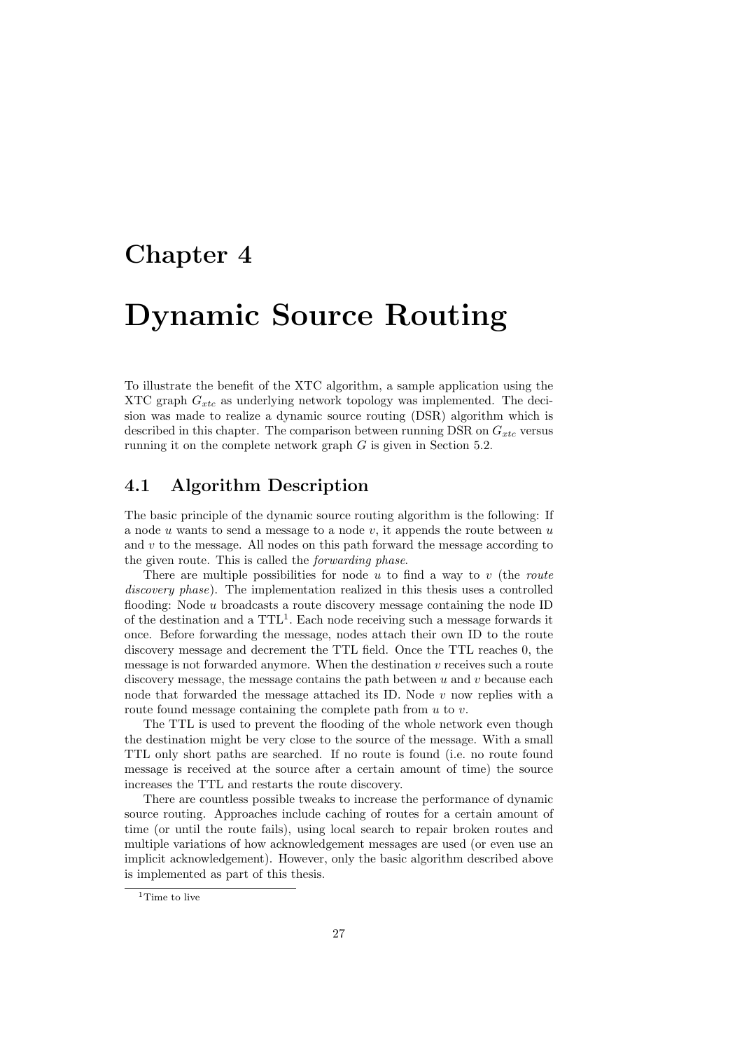# Chapter 4

# Dynamic Source Routing

To illustrate the benefit of the XTC algorithm, a sample application using the XTC graph $G_{xtc}$ as underlying network topology was implemented. The decision was made to realize a dynamic source routing (DSR) algorithm which is described in this chapter. The comparison between running DSR on $G_{xtc}$ versus running it on the complete network graph $G$ is given in Section 5.2.

## 4.1 Algorithm Description

The basic principle of the dynamic source routing algorithm is the following: If a node $u$ wants to send a message to a node $v$, it appends the route between $u$ and $v$ to the message. All nodes on this path forward the message according to the given route. This is called the *forwarding phase*.

There are multiple possibilities for node $u$ to find a way to $v$ (the *route discovery phase*). The implementation realized in this thesis uses a controlled flooding: Node $u$ broadcasts a route discovery message containing the node ID of the destination and a TTL[1]. Each node receiving such a message forwards it once. Before forwarding the message, nodes attach their own ID to the route discovery message and decrement the TTL field. Once the TTL reaches 0, the message is not forwarded anymore. When the destination $v$ receives such a route discovery message, the message contains the path between $u$ and $v$ because each node that forwarded the message attached its ID. Node $v$ now replies with a route found message containing the complete path from $u$ to $v$.

The TTL is used to prevent the flooding of the whole network even though the destination might be very close to the source of the message. With a small TTL only short paths are searched. If no route is found (i.e. no route found message is received at the source after a certain amount of time) the source increases the TTL and restarts the route discovery.

There are countless possible tweaks to increase the performance of dynamic source routing. Approaches include caching of routes for a certain amount of time (or until the route fails), using local search to repair broken routes and multiple variations of how acknowledgement messages are used (or even use an implicit acknowledgement). However, only the basic algorithm described above is implemented as part of this thesis.

[1] Time to live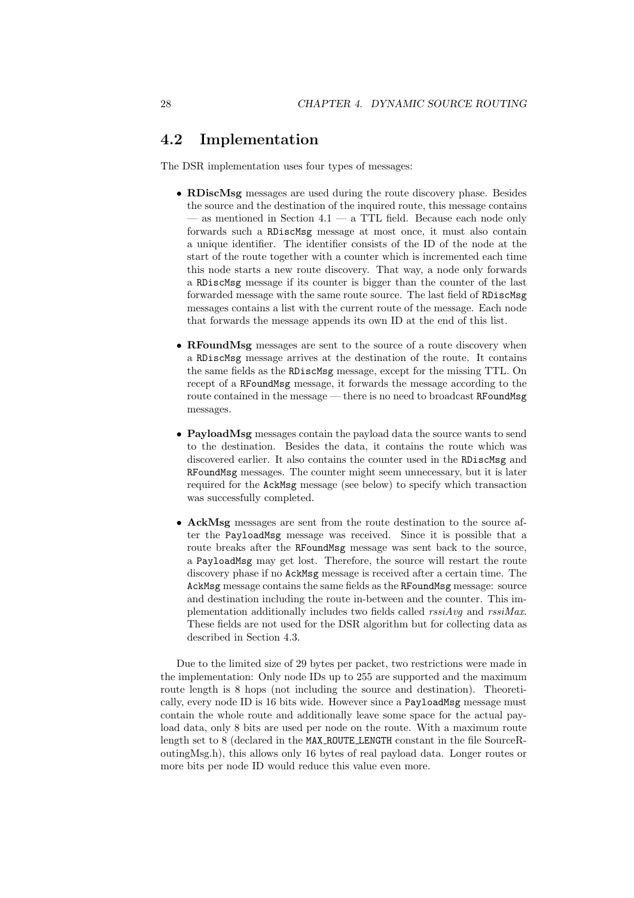## 4.2 Implementation

The DSR implementation uses four types of messages:

- **RDiscMsg** messages are used during the route discovery phase. Besides the source and the destination of the inquired route, this message contains — as mentioned in Section 4.1 — a TTL field. Because each node only forwards such a `RDiscMsg` message at most once, it must also contain a unique identifier. The identifier consists of the ID of the node at the start of the route together with a counter which is incremented each time this node starts a new route discovery. That way, a node only forwards a `RDiscMsg` message if its counter is bigger than the counter of the last forwarded message with the same route source. The last field of `RDiscMsg` messages contains a list with the current route of the message. Each node that forwards the message appends its own ID at the end of this list.

- **RFoundMsg** messages are sent to the source of a route discovery when a `RDiscMsg` message arrives at the destination of the route. It contains the same fields as the `RDiscMsg` message, except for the missing TTL. On recept of a `RFoundMsg` message, it forwards the message according to the route contained in the message — there is no need to broadcast `RFoundMsg` messages.

- **PayloadMsg** messages contain the payload data the source wants to send to the destination. Besides the data, it contains the route which was discovered earlier. It also contains the counter used in the `RDiscMsg` and `RFoundMsg` messages. The counter might seem unnecessary, but it is later required for the `AckMsg` message (see below) to specify which transaction was successfully completed.

- **AckMsg** messages are sent from the route destination to the source after the `PayloadMsg` message was received. Since it is possible that a route breaks after the `RFoundMsg` message was sent back to the source, a `PayloadMsg` may get lost. Therefore, the source will restart the route discovery phase if no `AckMsg` message is received after a certain time. The `AckMsg` message contains the same fields as the `RFoundMsg` message: source and destination including the route in-between and the counter. This implementation additionally includes two fields called *rssiAvg* and *rssiMax*. These fields are not used for the DSR algorithm but for collecting data as described in Section 4.3.

Due to the limited size of 29 bytes per packet, two restrictions were made in the implementation: Only node IDs up to 255 are supported and the maximum route length is 8 hops (not including the source and destination). Theoretically, every node ID is 16 bits wide. However since a `PayloadMsg` message must contain the whole route and additionally leave some space for the actual payload data, only 8 bits are used per node on the route. With a maximum route length set to 8 (declared in the `MAX_ROUTE_LENGTH` constant in the file SourceRoutingMsg.h), this allows only 16 bytes of real payload data. Longer routes or more bits per node ID would reduce this value even more.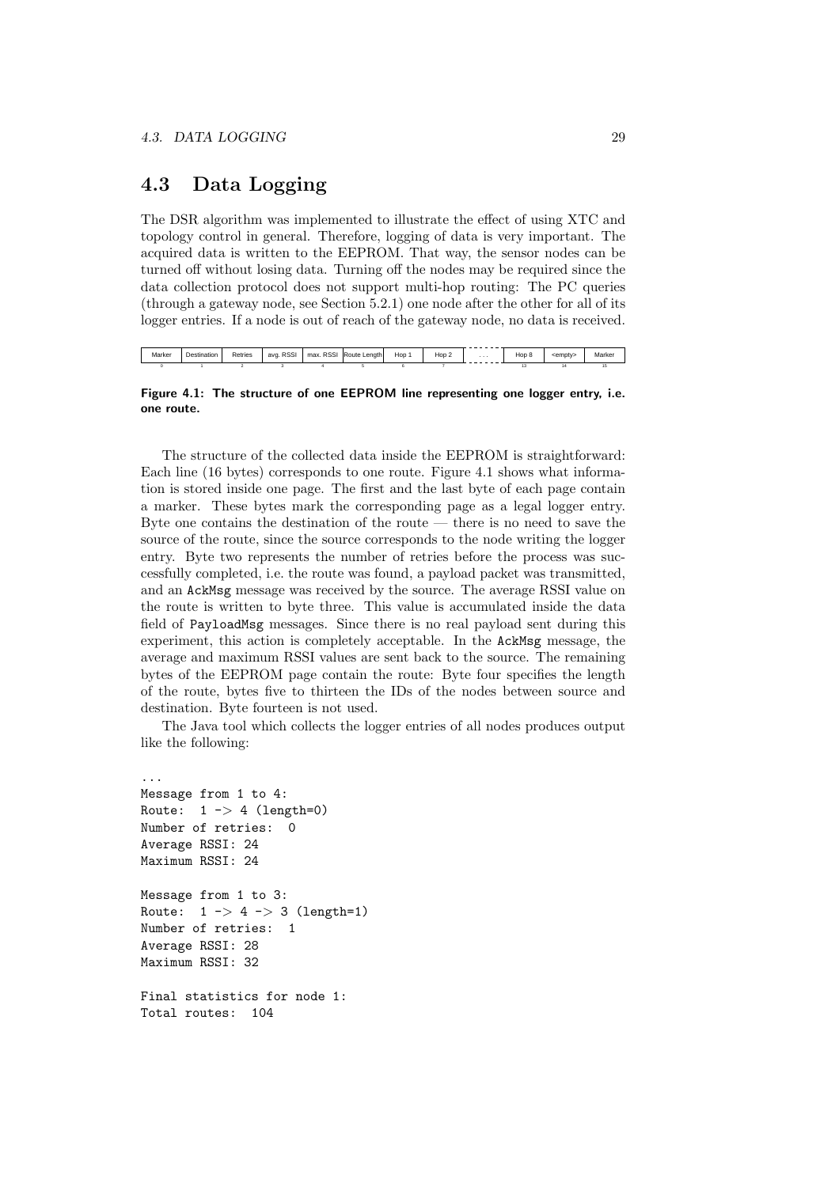## 4.3 Data Logging

The DSR algorithm was implemented to illustrate the effect of using XTC and topology control in general. Therefore, logging of data is very important. The acquired data is written to the EEPROM. That way, the sensor nodes can be turned off without losing data. Turning off the nodes may be required since the data collection protocol does not support multi-hop routing: The PC queries (through a gateway node, see Section 5.2.1) one node after the other for all of its logger entries. If a node is out of reach of the gateway node, no data is received.

| Marker | Destination | Retries | avg. RSSI | max. RSSI | Route Length | Hop 1 | Hop 2 | ... | Hop 8 | <empty> | Marker |
|---|---|---|---|---|---|---|---|---|---|---|---|
| 0 | 1 | 2 | 3 | 4 | 5 | 6 | 7 | | 13 | 14 | 15 |

**Figure 4.1: The structure of one EEPROM line representing one logger entry, i.e. one route.**

The structure of the collected data inside the EEPROM is straightforward: Each line (16 bytes) corresponds to one route. Figure 4.1 shows what information is stored inside one page. The first and the last byte of each page contain a marker. These bytes mark the corresponding page as a legal logger entry. Byte one contains the destination of the route — there is no need to save the source of the route, since the source corresponds to the node writing the logger entry. Byte two represents the number of retries before the process was successfully completed, i.e. the route was found, a payload packet was transmitted, and an `AckMsg` message was received by the source. The average RSSI value on the route is written to byte three. This value is accumulated inside the data field of `PayloadMsg` messages. Since there is no real payload sent during this experiment, this action is completely acceptable. In the `AckMsg` message, the average and maximum RSSI values are sent back to the source. The remaining bytes of the EEPROM page contain the route: Byte four specifies the length of the route, bytes five to thirteen the IDs of the nodes between source and destination. Byte fourteen is not used.

The Java tool which collects the logger entries of all nodes produces output like the following:

```
...
Message from 1 to 4:
Route:  1 -> 4 (length=0)
Number of retries:  0
Average RSSI: 24
Maximum RSSI: 24

Message from 1 to 3:
Route:  1 -> 4 -> 3 (length=1)
Number of retries:  1
Average RSSI: 28
Maximum RSSI: 32

Final statistics for node 1:
Total routes:  104
```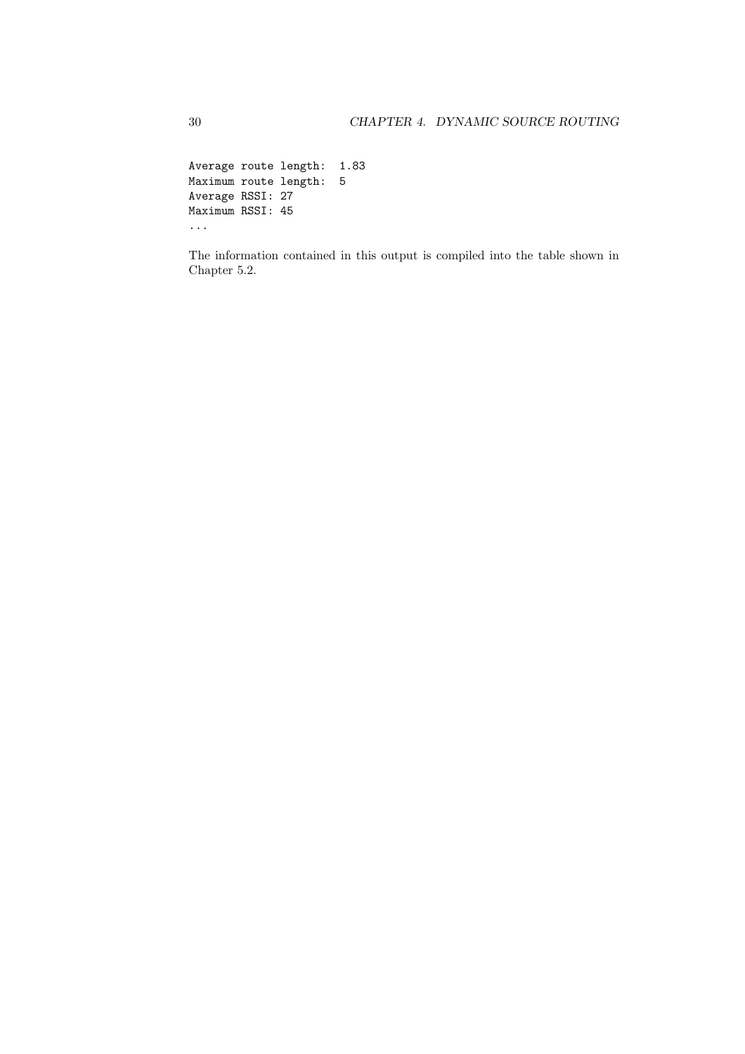```
Average route length:  1.83
Maximum route length:  5
Average RSSI: 27
Maximum RSSI: 45
...
```

The information contained in this output is compiled into the table shown in Chapter 5.2.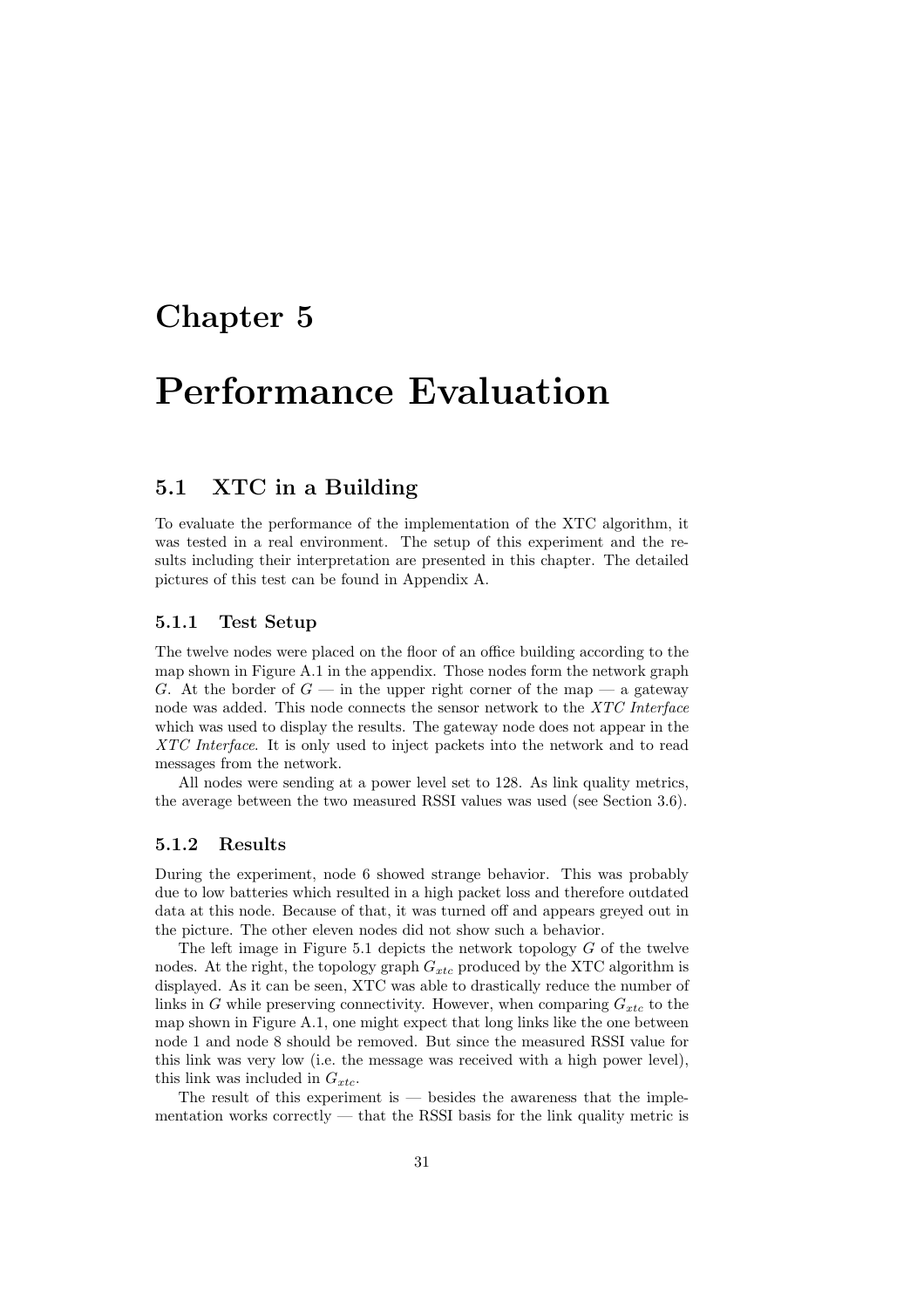# Chapter 5

# Performance Evaluation

## 5.1 XTC in a Building

To evaluate the performance of the implementation of the XTC algorithm, it was tested in a real environment. The setup of this experiment and the results including their interpretation are presented in this chapter. The detailed pictures of this test can be found in Appendix A.

### 5.1.1 Test Setup

The twelve nodes were placed on the floor of an office building according to the map shown in Figure A.1 in the appendix. Those nodes form the network graph $G$. At the border of $G$ — in the upper right corner of the map — a gateway node was added. This node connects the sensor network to the *XTC Interface* which was used to display the results. The gateway node does not appear in the *XTC Interface*. It is only used to inject packets into the network and to read messages from the network.

All nodes were sending at a power level set to 128. As link quality metrics, the average between the two measured RSSI values was used (see Section 3.6).

### 5.1.2 Results

During the experiment, node 6 showed strange behavior. This was probably due to low batteries which resulted in a high packet loss and therefore outdated data at this node. Because of that, it was turned off and appears greyed out in the picture. The other eleven nodes did not show such a behavior.

The left image in Figure 5.1 depicts the network topology $G$ of the twelve nodes. At the right, the topology graph $G_{xtc}$ produced by the XTC algorithm is displayed. As it can be seen, XTC was able to drastically reduce the number of links in $G$ while preserving connectivity. However, when comparing $G_{xtc}$ to the map shown in Figure A.1, one might expect that long links like the one between node 1 and node 8 should be removed. But since the measured RSSI value for this link was very low (i.e. the message was received with a high power level), this link was included in $G_{xtc}$.

The result of this experiment is — besides the awareness that the implementation works correctly — that the RSSI basis for the link quality metric is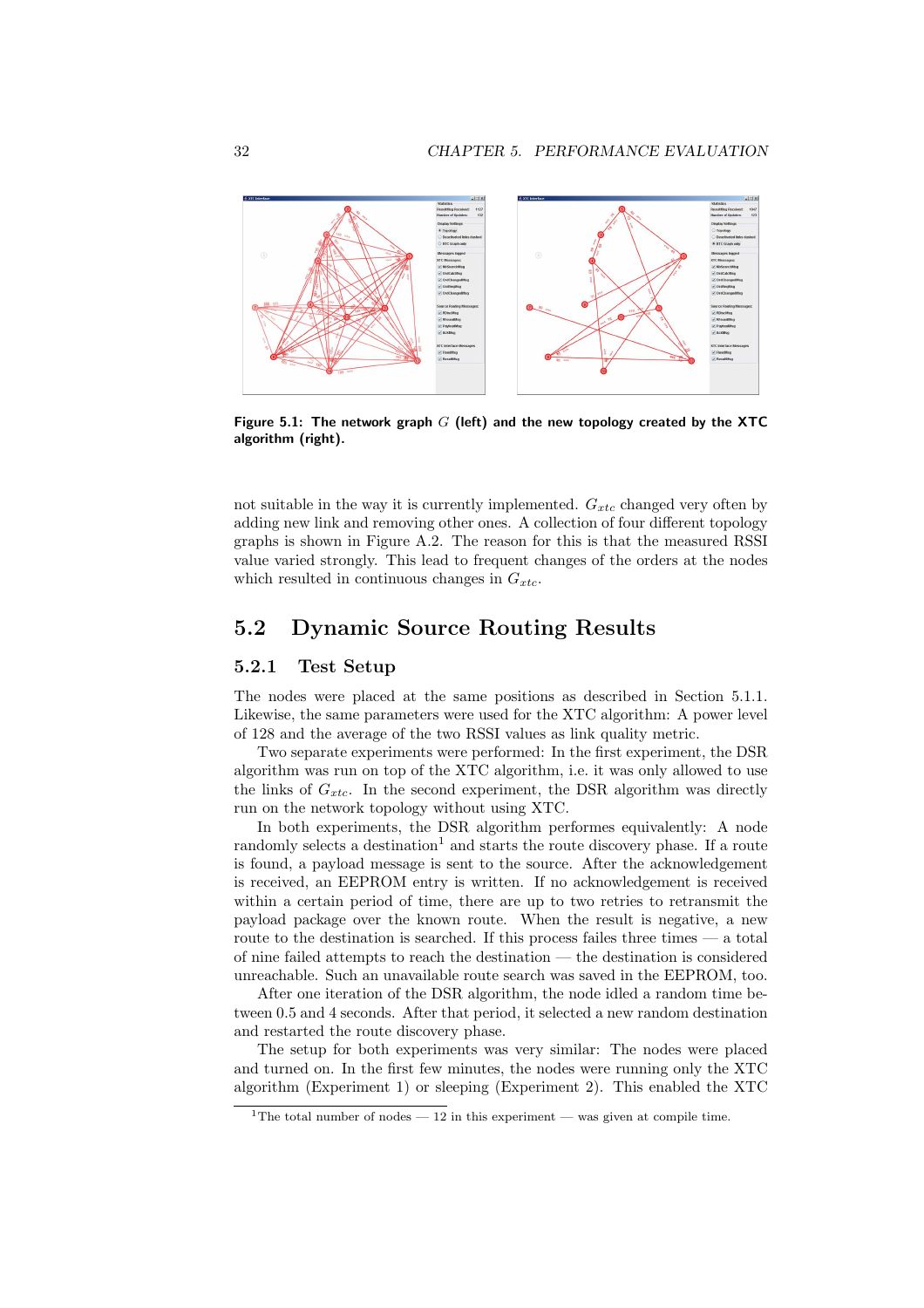**Figure 5.1: The network graph $G$ (left) and the new topology created by the XTC algorithm (right).**

not suitable in the way it is currently implemented. $G_{xtc}$ changed very often by adding new link and removing other ones. A collection of four different topology graphs is shown in Figure A.2. The reason for this is that the measured RSSI value varied strongly. This lead to frequent changes of the orders at the nodes which resulted in continuous changes in $G_{xtc}$.

## 5.2 Dynamic Source Routing Results

### 5.2.1 Test Setup

The nodes were placed at the same positions as described in Section 5.1.1. Likewise, the same parameters were used for the XTC algorithm: A power level of 128 and the average of the two RSSI values as link quality metric.

Two separate experiments were performed: In the first experiment, the DSR algorithm was run on top of the XTC algorithm, i.e. it was only allowed to use the links of $G_{xtc}$. In the second experiment, the DSR algorithm was directly run on the network topology without using XTC.

In both experiments, the DSR algorithm performes equivalently: A node randomly selects a destination[1] and starts the route discovery phase. If a route is found, a payload message is sent to the source. After the acknowledgement is received, an EEPROM entry is written. If no acknowledgement is received within a certain period of time, there are up to two retries to retransmit the payload package over the known route. When the result is negative, a new route to the destination is searched. If this process failes three times — a total of nine failed attempts to reach the destination — the destination is considered unreachable. Such an unavailable route search was saved in the EEPROM, too.

After one iteration of the DSR algorithm, the node idled a random time between 0.5 and 4 seconds. After that period, it selected a new random destination and restarted the route discovery phase.

The setup for both experiments was very similar: The nodes were placed and turned on. In the first few minutes, the nodes were running only the XTC algorithm (Experiment 1) or sleeping (Experiment 2). This enabled the XTC

[1] The total number of nodes — 12 in this experiment — was given at compile time.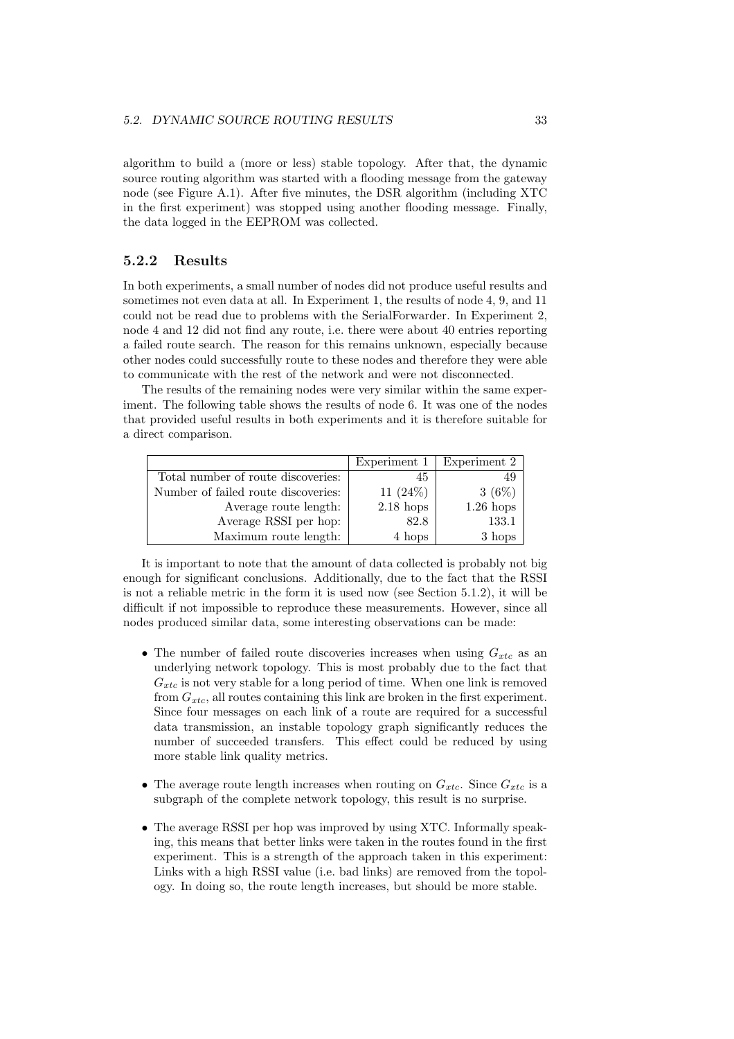algorithm to build a (more or less) stable topology. After that, the dynamic source routing algorithm was started with a flooding message from the gateway node (see Figure A.1). After five minutes, the DSR algorithm (including XTC in the first experiment) was stopped using another flooding message. Finally, the data logged in the EEPROM was collected.

### 5.2.2 Results

In both experiments, a small number of nodes did not produce useful results and sometimes not even data at all. In Experiment 1, the results of node 4, 9, and 11 could not be read due to problems with the SerialForwarder. In Experiment 2, node 4 and 12 did not find any route, i.e. there were about 40 entries reporting a failed route search. The reason for this remains unknown, especially because other nodes could successfully route to these nodes and therefore they were able to communicate with the rest of the network and were not disconnected.

The results of the remaining nodes were very similar within the same experiment. The following table shows the results of node 6. It was one of the nodes that provided useful results in both experiments and it is therefore suitable for a direct comparison.

| | Experiment 1 | Experiment 2 |
|---|---|---|
| Total number of route discoveries: | 45 | 49 |
| Number of failed route discoveries: | 11 (24%) | 3 (6%) |
| Average route length: | 2.18 hops | 1.26 hops |
| Average RSSI per hop: | 82.8 | 133.1 |
| Maximum route length: | 4 hops | 3 hops |

It is important to note that the amount of data collected is probably not big enough for significant conclusions. Additionally, due to the fact that the RSSI is not a reliable metric in the form it is used now (see Section 5.1.2), it will be difficult if not impossible to reproduce these measurements. However, since all nodes produced similar data, some interesting observations can be made:

- The number of failed route discoveries increases when using $G_{xtc}$ as an underlying network topology. This is most probably due to the fact that $G_{xtc}$ is not very stable for a long period of time. When one link is removed from $G_{xtc}$, all routes containing this link are broken in the first experiment. Since four messages on each link of a route are required for a successful data transmission, an instable topology graph significantly reduces the number of succeeded transfers. This effect could be reduced by using more stable link quality metrics.

- The average route length increases when routing on $G_{xtc}$. Since $G_{xtc}$ is a subgraph of the complete network topology, this result is no surprise.

- The average RSSI per hop was improved by using XTC. Informally speaking, this means that better links were taken in the routes found in the first experiment. This is a strength of the approach taken in this experiment: Links with a high RSSI value (i.e. bad links) are removed from the topology. In doing so, the route length increases, but should be more stable.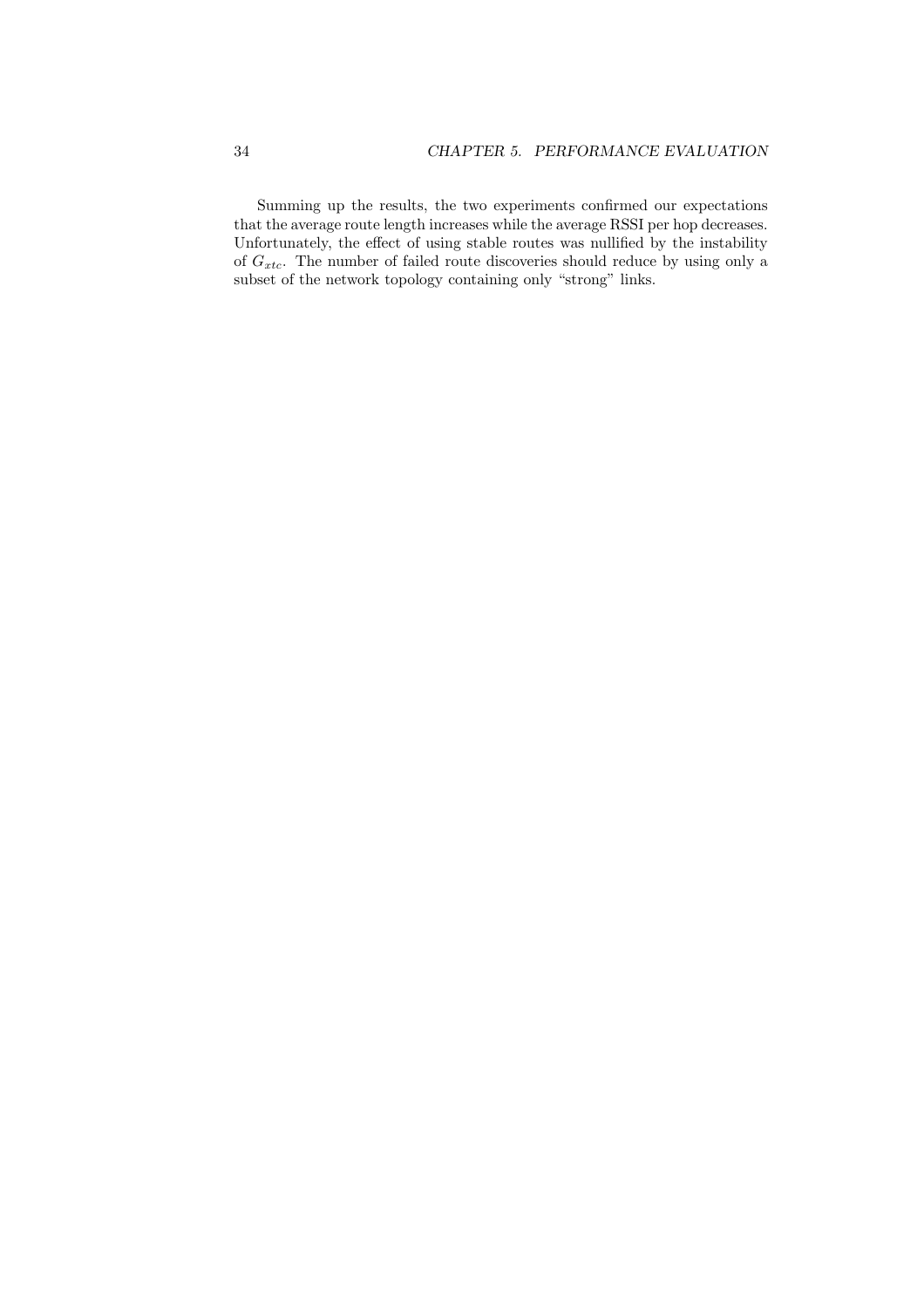Summing up the results, the two experiments confirmed our expectations that the average route length increases while the average RSSI per hop decreases. Unfortunately, the effect of using stable routes was nullified by the instability of $G_{xtc}$. The number of failed route discoveries should reduce by using only a subset of the network topology containing only "strong" links.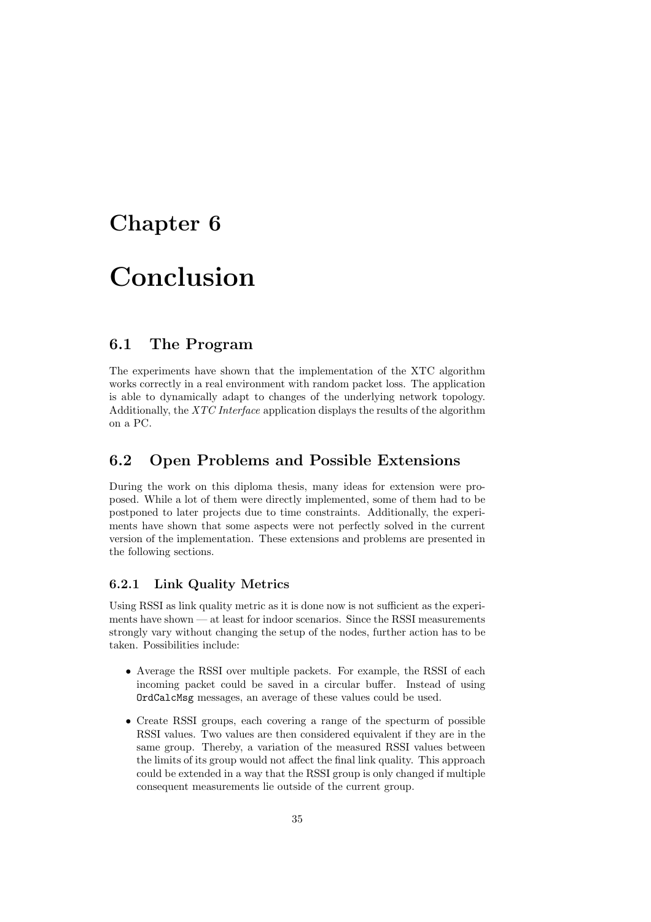# Chapter 6

# Conclusion

## 6.1 The Program

The experiments have shown that the implementation of the XTC algorithm works correctly in a real environment with random packet loss. The application is able to dynamically adapt to changes of the underlying network topology. Additionally, the *XTC Interface* application displays the results of the algorithm on a PC.

## 6.2 Open Problems and Possible Extensions

During the work on this diploma thesis, many ideas for extension were proposed. While a lot of them were directly implemented, some of them had to be postponed to later projects due to time constraints. Additionally, the experiments have shown that some aspects were not perfectly solved in the current version of the implementation. These extensions and problems are presented in the following sections.

### 6.2.1 Link Quality Metrics

Using RSSI as link quality metric as it is done now is not sufficient as the experiments have shown — at least for indoor scenarios. Since the RSSI measurements strongly vary without changing the setup of the nodes, further action has to be taken. Possibilities include:

- Average the RSSI over multiple packets. For example, the RSSI of each incoming packet could be saved in a circular buffer. Instead of using `OrdCalcMsg` messages, an average of these values could be used.
- Create RSSI groups, each covering a range of the specturm of possible RSSI values. Two values are then considered equivalent if they are in the same group. Thereby, a variation of the measured RSSI values between the limits of its group would not affect the final link quality. This approach could be extended in a way that the RSSI group is only changed if multiple consequent measurements lie outside of the current group.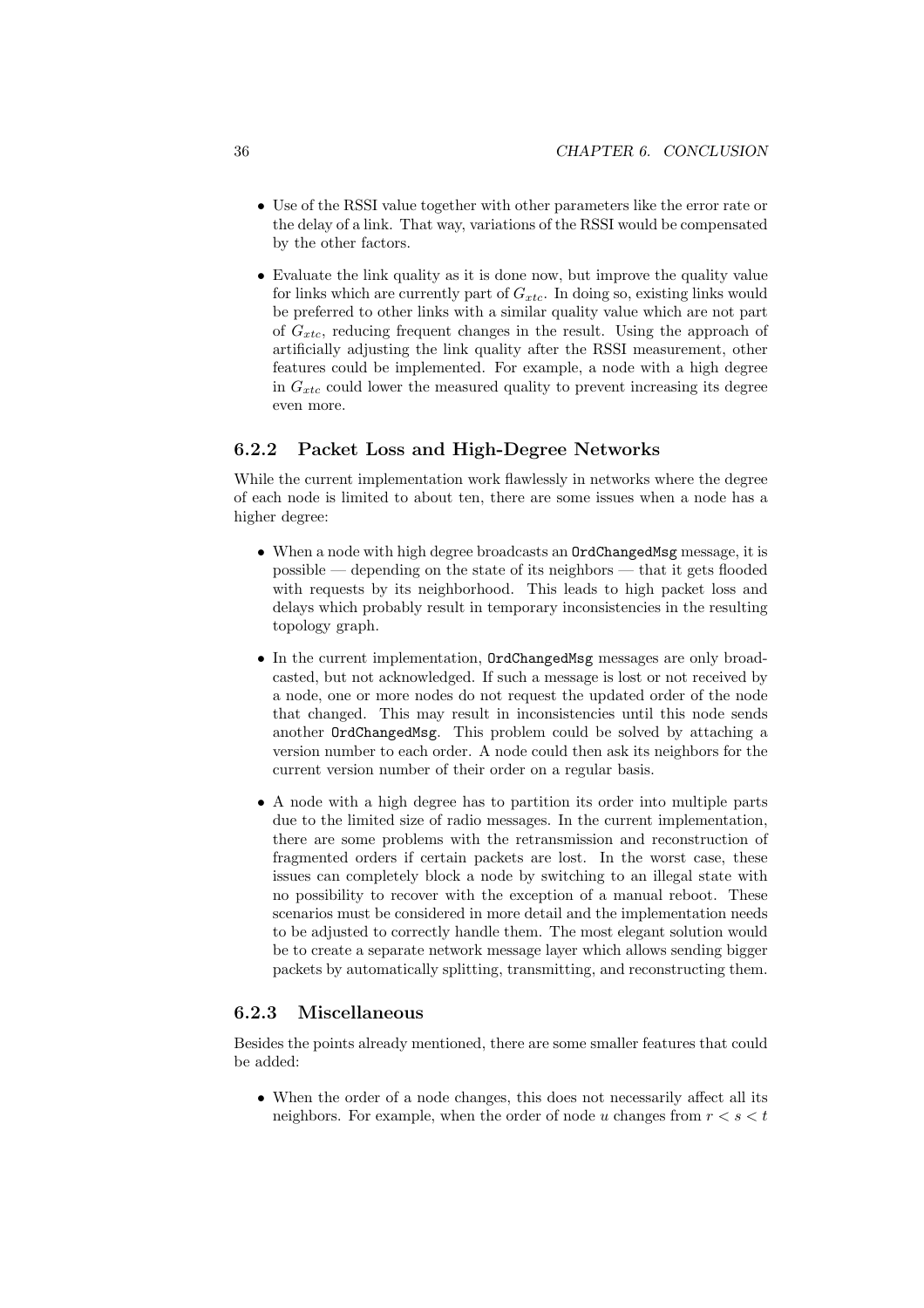- Use of the RSSI value together with other parameters like the error rate or the delay of a link. That way, variations of the RSSI would be compensated by the other factors.
- Evaluate the link quality as it is done now, but improve the quality value for links which are currently part of $G_{xtc}$. In doing so, existing links would be preferred to other links with a similar quality value which are not part of $G_{xtc}$, reducing frequent changes in the result. Using the approach of artificially adjusting the link quality after the RSSI measurement, other features could be implemented. For example, a node with a high degree in $G_{xtc}$ could lower the measured quality to prevent increasing its degree even more.

### 6.2.2 Packet Loss and High-Degree Networks

While the current implementation work flawlessly in networks where the degree of each node is limited to about ten, there are some issues when a node has a higher degree:

- When a node with high degree broadcasts an `OrdChangedMsg` message, it is possible — depending on the state of its neighbors — that it gets flooded with requests by its neighborhood. This leads to high packet loss and delays which probably result in temporary inconsistencies in the resulting topology graph.
- In the current implementation, `OrdChangedMsg` messages are only broadcasted, but not acknowledged. If such a message is lost or not received by a node, one or more nodes do not request the updated order of the node that changed. This may result in inconsistencies until this node sends another `OrdChangedMsg`. This problem could be solved by attaching a version number to each order. A node could then ask its neighbors for the current version number of their order on a regular basis.
- A node with a high degree has to partition its order into multiple parts due to the limited size of radio messages. In the current implementation, there are some problems with the retransmission and reconstruction of fragmented orders if certain packets are lost. In the worst case, these issues can completely block a node by switching to an illegal state with no possibility to recover with the exception of a manual reboot. These scenarios must be considered in more detail and the implementation needs to be adjusted to correctly handle them. The most elegant solution would be to create a separate network message layer which allows sending bigger packets by automatically splitting, transmitting, and reconstructing them.

### 6.2.3 Miscellaneous

Besides the points already mentioned, there are some smaller features that could be added:

- When the order of a node changes, this does not necessarily affect all its neighbors. For example, when the order of node $u$ changes from $r < s < t$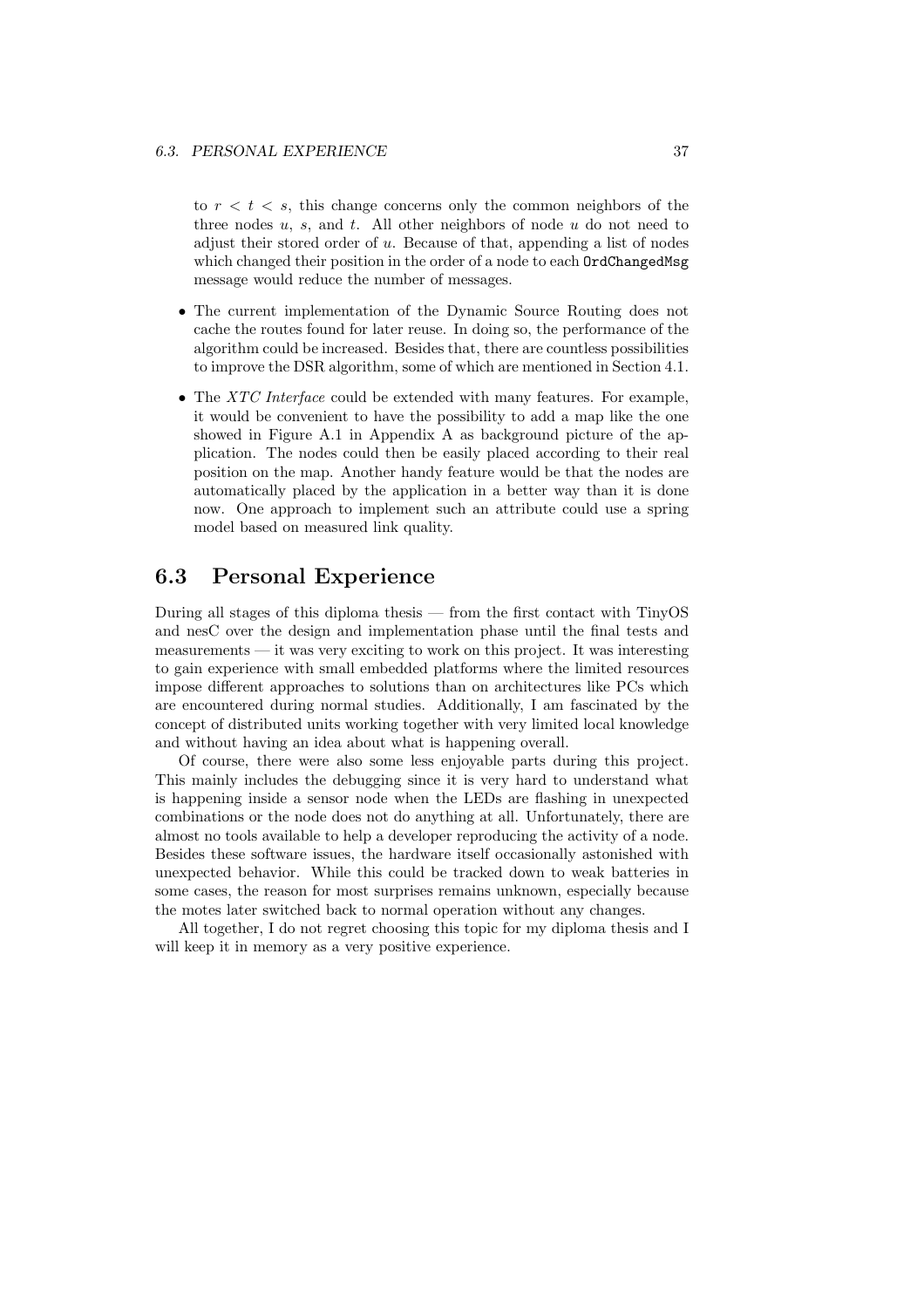to $r < t < s$, this change concerns only the common neighbors of the three nodes $u$, $s$, and $t$. All other neighbors of node $u$ do not need to adjust their stored order of $u$. Because of that, appending a list of nodes which changed their position in the order of a node to each `OrdChangedMsg` message would reduce the number of messages.

- The current implementation of the Dynamic Source Routing does not cache the routes found for later reuse. In doing so, the performance of the algorithm could be increased. Besides that, there are countless possibilities to improve the DSR algorithm, some of which are mentioned in Section 4.1.
- The *XTC Interface* could be extended with many features. For example, it would be convenient to have the possibility to add a map like the one showed in Figure A.1 in Appendix A as background picture of the application. The nodes could then be easily placed according to their real position on the map. Another handy feature would be that the nodes are automatically placed by the application in a better way than it is done now. One approach to implement such an attribute could use a spring model based on measured link quality.

## 6.3 Personal Experience

During all stages of this diploma thesis — from the first contact with TinyOS and nesC over the design and implementation phase until the final tests and measurements — it was very exciting to work on this project. It was interesting to gain experience with small embedded platforms where the limited resources impose different approaches to solutions than on architectures like PCs which are encountered during normal studies. Additionally, I am fascinated by the concept of distributed units working together with very limited local knowledge and without having an idea about what is happening overall.

Of course, there were also some less enjoyable parts during this project. This mainly includes the debugging since it is very hard to understand what is happening inside a sensor node when the LEDs are flashing in unexpected combinations or the node does not do anything at all. Unfortunately, there are almost no tools available to help a developer reproducing the activity of a node. Besides these software issues, the hardware itself occasionally astonished with unexpected behavior. While this could be tracked down to weak batteries in some cases, the reason for most surprises remains unknown, especially because the motes later switched back to normal operation without any changes.

All together, I do not regret choosing this topic for my diploma thesis and I will keep it in memory as a very positive experience.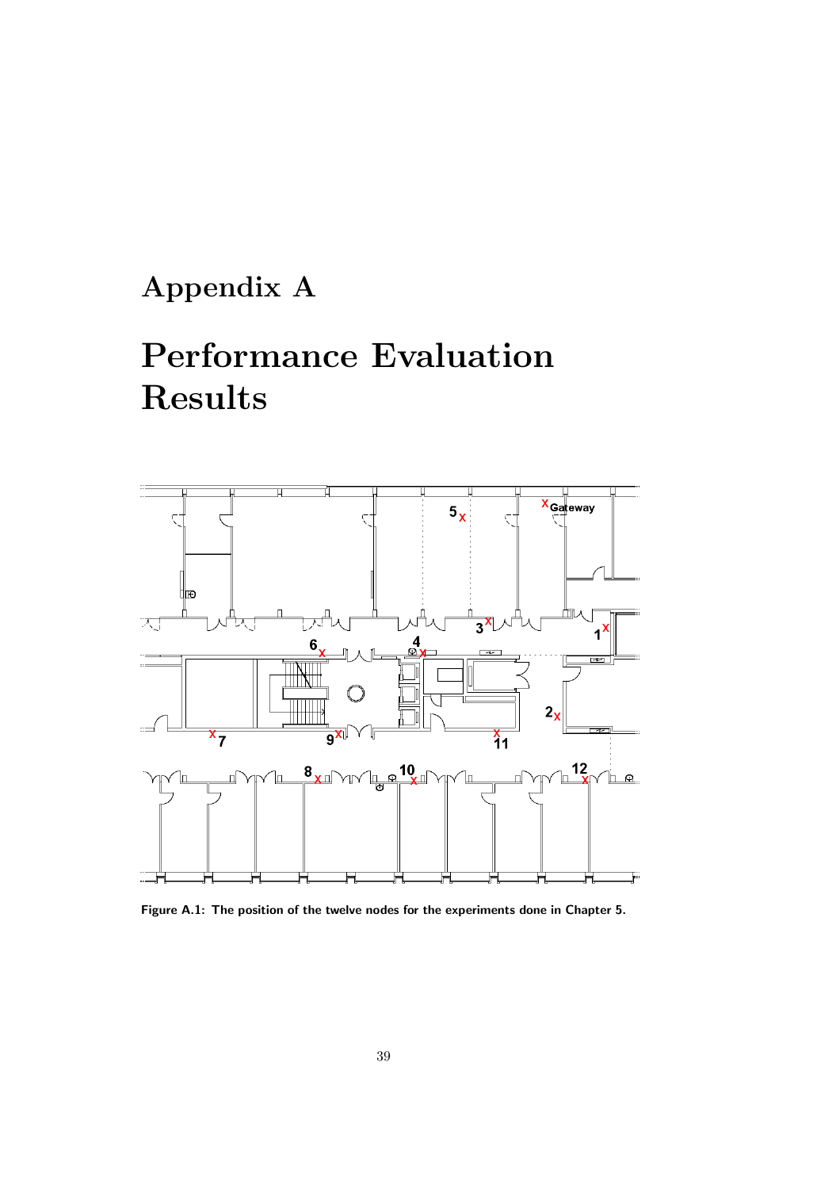# Appendix A

# Performance Evaluation Results

Figure A.1: The position of the twelve nodes for the experiments done in Chapter 5.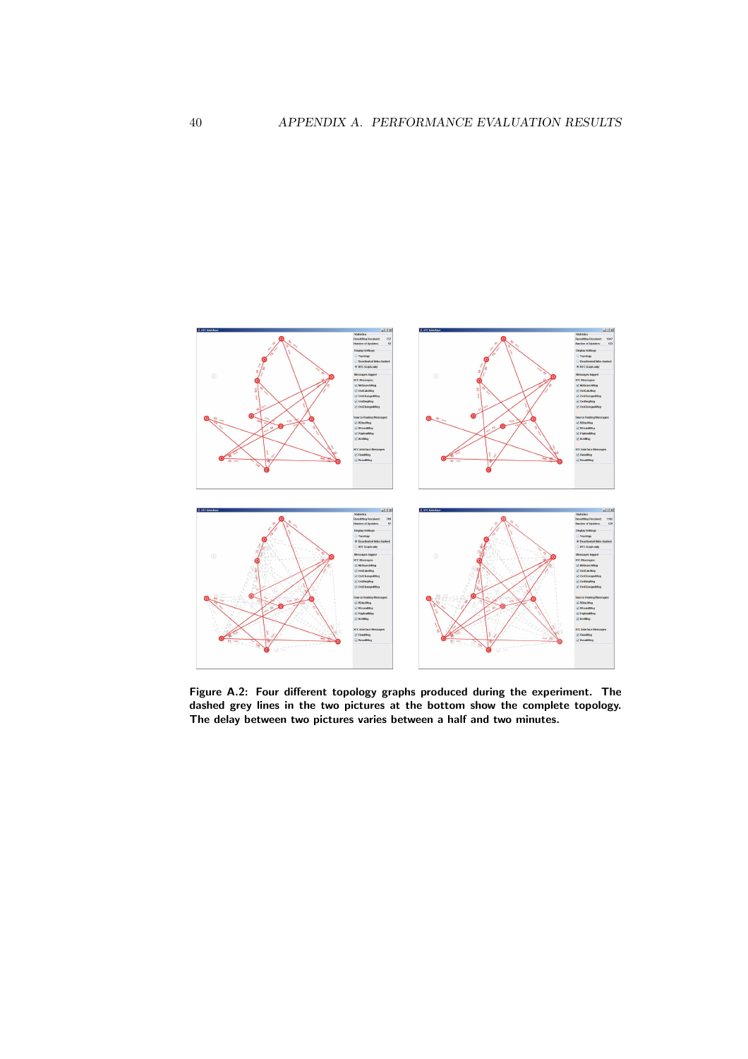Figure A.2: Four different topology graphs produced during the experiment. The dashed grey lines in the two pictures at the bottom show the complete topology. The delay between two pictures varies between a half and two minutes.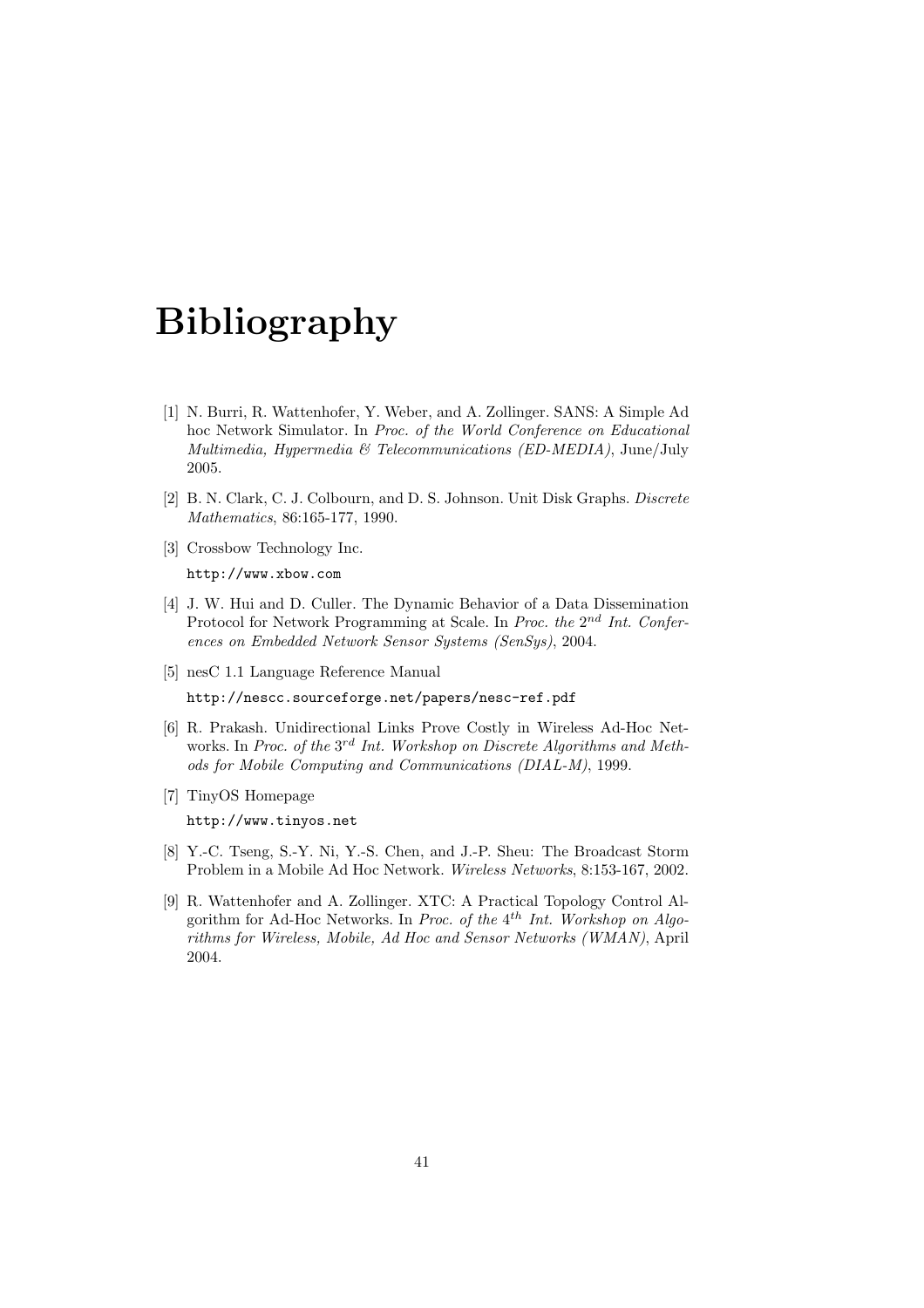# Bibliography

[1] N. Burri, R. Wattenhofer, Y. Weber, and A. Zollinger. SANS: A Simple Ad hoc Network Simulator. In *Proc. of the World Conference on Educational Multimedia, Hypermedia & Telecommunications (ED-MEDIA)*, June/July 2005.

[2] B. N. Clark, C. J. Colbourn, and D. S. Johnson. Unit Disk Graphs. *Discrete Mathematics*, 86:165-177, 1990.

[3] Crossbow Technology Inc.
`http://www.xbow.com`

[4] J. W. Hui and D. Culler. The Dynamic Behavior of a Data Dissemination Protocol for Network Programming at Scale. In *Proc. the $2^{nd}$ Int. Conferences on Embedded Network Sensor Systems (SenSys)*, 2004.

[5] nesC 1.1 Language Reference Manual
`http://nescc.sourceforge.net/papers/nesc-ref.pdf`

[6] R. Prakash. Unidirectional Links Prove Costly in Wireless Ad-Hoc Networks. In *Proc. of the $3^{rd}$ Int. Workshop on Discrete Algorithms and Methods for Mobile Computing and Communications (DIAL-M)*, 1999.

[7] TinyOS Homepage
`http://www.tinyos.net`

[8] Y.-C. Tseng, S.-Y. Ni, Y.-S. Chen, and J.-P. Sheu: The Broadcast Storm Problem in a Mobile Ad Hoc Network. *Wireless Networks*, 8:153-167, 2002.

[9] R. Wattenhofer and A. Zollinger. XTC: A Practical Topology Control Algorithm for Ad-Hoc Networks. In *Proc. of the $4^{th}$ Int. Workshop on Algorithms for Wireless, Mobile, Ad Hoc and Sensor Networks (WMAN)*, April 2004.